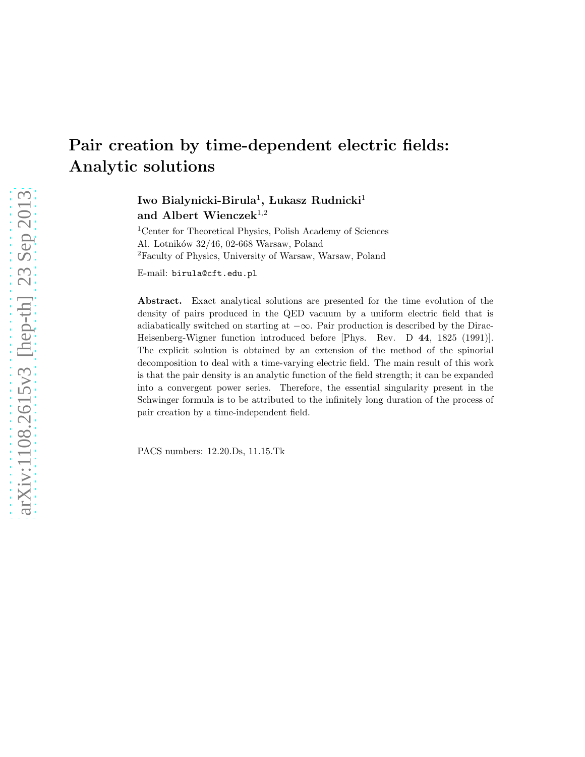# Pair creation by time-dependent electric fields: Analytic solutions

**Iwo Bialynicki-Birula[1], Łukasz Rudnicki[1] and Albert Wienczek[1,2]**

[1]Center for Theoretical Physics, Polish Academy of Sciences
Al. Lotników 32/46, 02-668 Warsaw, Poland

[2]Faculty of Physics, University of Warsaw, Warsaw, Poland

E-mail: birula@cft.edu.pl

**Abstract.** Exact analytical solutions are presented for the time evolution of the density of pairs produced in the QED vacuum by a uniform electric field that is adiabatically switched on starting at $-\infty$. Pair production is described by the Dirac-Heisenberg-Wigner function introduced before [Phys. Rev. D **44**, 1825 (1991)]. The explicit solution is obtained by an extension of the method of the spinorial decomposition to deal with a time-varying electric field. The main result of this work is that the pair density is an analytic function of the field strength; it can be expanded into a convergent power series. Therefore, the essential singularity present in the Schwinger formula is to be attributed to the infinitely long duration of the process of pair creation by a time-independent field.

PACS numbers: 12.20.Ds, 11.15.Tk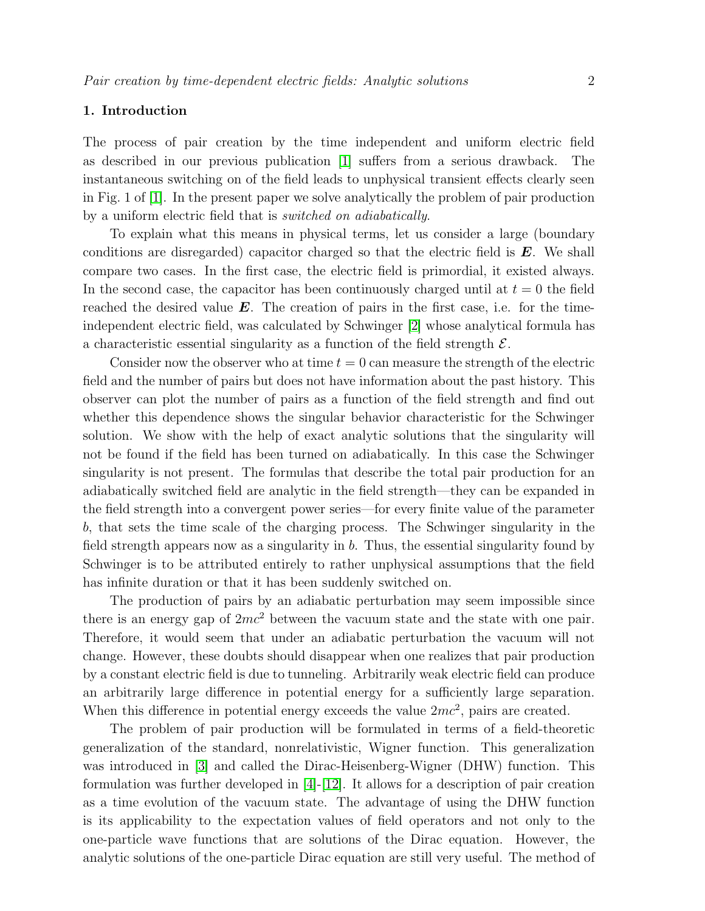## 1. Introduction

The process of pair creation by the time independent and uniform electric field as described in our previous publication [1] suffers from a serious drawback. The instantaneous switching on of the field leads to unphysical transient effects clearly seen in Fig. 1 of [1]. In the present paper we solve analytically the problem of pair production by a uniform electric field that is *switched on adiabatically*.

To explain what this means in physical terms, let us consider a large (boundary conditions are disregarded) capacitor charged so that the electric field is $\boldsymbol{E}$. We shall compare two cases. In the first case, the electric field is primordial, it existed always. In the second case, the capacitor has been continuously charged until at $t = 0$ the field reached the desired value $\boldsymbol{E}$. The creation of pairs in the first case, i.e. for the time-independent electric field, was calculated by Schwinger [2] whose analytical formula has a characteristic essential singularity as a function of the field strength $\mathcal{E}$.

Consider now the observer who at time $t = 0$ can measure the strength of the electric field and the number of pairs but does not have information about the past history. This observer can plot the number of pairs as a function of the field strength and find out whether this dependence shows the singular behavior characteristic for the Schwinger solution. We show with the help of exact analytic solutions that the singularity will not be found if the field has been turned on adiabatically. In this case the Schwinger singularity is not present. The formulas that describe the total pair production for an adiabatically switched field are analytic in the field strength—they can be expanded in the field strength into a convergent power series—for every finite value of the parameter $b$, that sets the time scale of the charging process. The Schwinger singularity in the field strength appears now as a singularity in $b$. Thus, the essential singularity found by Schwinger is to be attributed entirely to rather unphysical assumptions that the field has infinite duration or that it has been suddenly switched on.

The production of pairs by an adiabatic perturbation may seem impossible since there is an energy gap of $2mc^2$ between the vacuum state and the state with one pair. Therefore, it would seem that under an adiabatic perturbation the vacuum will not change. However, these doubts should disappear when one realizes that pair production by a constant electric field is due to tunneling. Arbitrarily weak electric field can produce an arbitrarily large difference in potential energy for a sufficiently large separation. When this difference in potential energy exceeds the value $2mc^2$, pairs are created.

The problem of pair production will be formulated in terms of a field-theoretic generalization of the standard, nonrelativistic, Wigner function. This generalization was introduced in [3] and called the Dirac-Heisenberg-Wigner (DHW) function. This formulation was further developed in [4]-[12]. It allows for a description of pair creation as a time evolution of the vacuum state. The advantage of using the DHW function is its applicability to the expectation values of field operators and not only to the one-particle wave functions that are solutions of the Dirac equation. However, the analytic solutions of the one-particle Dirac equation are still very useful. The method of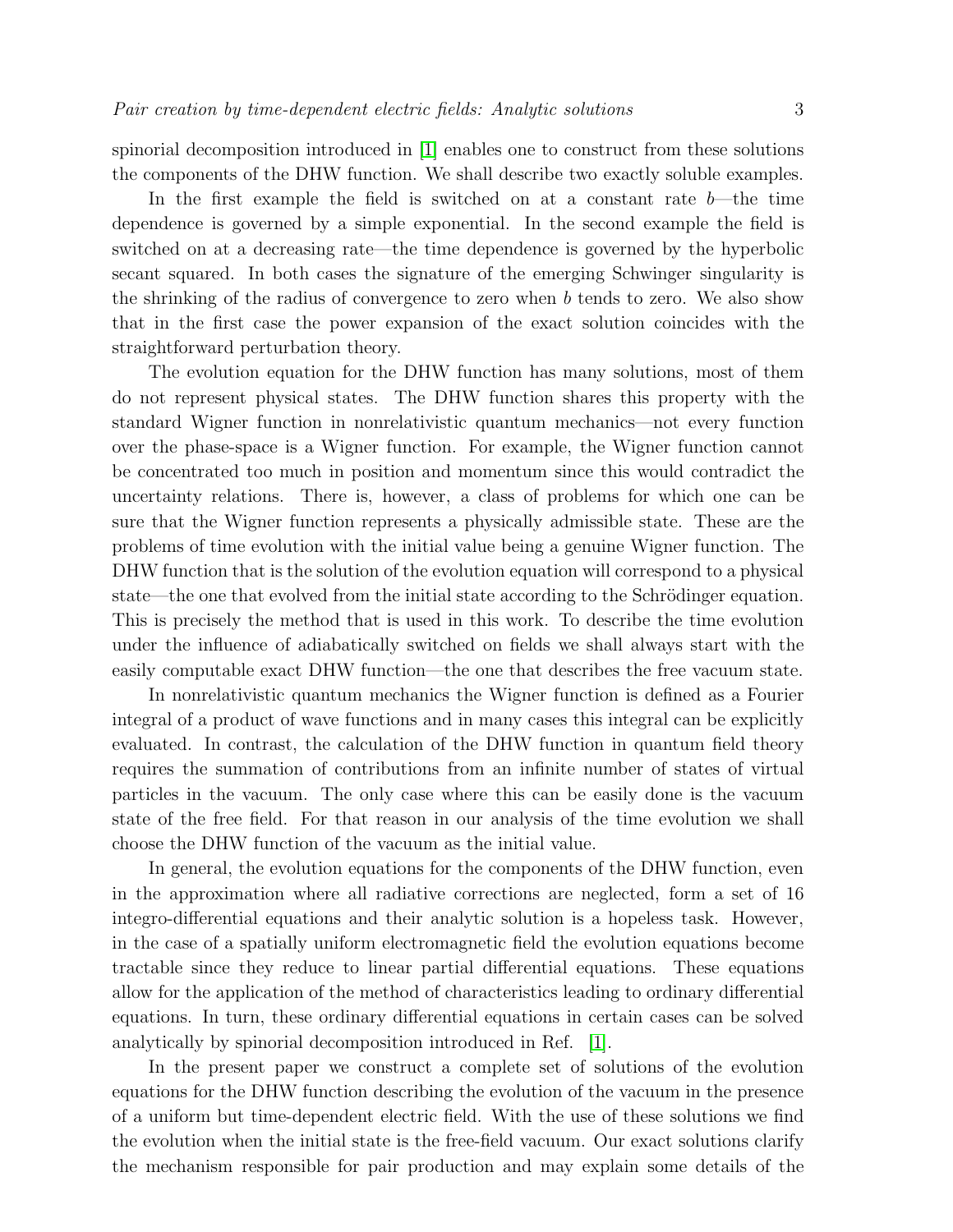spinorial decomposition introduced in [1] enables one to construct from these solutions the components of the DHW function. We shall describe two exactly soluble examples.

In the first example the field is switched on at a constant rate $b$—the time dependence is governed by a simple exponential. In the second example the field is switched on at a decreasing rate—the time dependence is governed by the hyperbolic secant squared. In both cases the signature of the emerging Schwinger singularity is the shrinking of the radius of convergence to zero when $b$ tends to zero. We also show that in the first case the power expansion of the exact solution coincides with the straightforward perturbation theory.

The evolution equation for the DHW function has many solutions, most of them do not represent physical states. The DHW function shares this property with the standard Wigner function in nonrelativistic quantum mechanics—not every function over the phase-space is a Wigner function. For example, the Wigner function cannot be concentrated too much in position and momentum since this would contradict the uncertainty relations. There is, however, a class of problems for which one can be sure that the Wigner function represents a physically admissible state. These are the problems of time evolution with the initial value being a genuine Wigner function. The DHW function that is the solution of the evolution equation will correspond to a physical state—the one that evolved from the initial state according to the Schrödinger equation. This is precisely the method that is used in this work. To describe the time evolution under the influence of adiabatically switched on fields we shall always start with the easily computable exact DHW function—the one that describes the free vacuum state.

In nonrelativistic quantum mechanics the Wigner function is defined as a Fourier integral of a product of wave functions and in many cases this integral can be explicitly evaluated. In contrast, the calculation of the DHW function in quantum field theory requires the summation of contributions from an infinite number of states of virtual particles in the vacuum. The only case where this can be easily done is the vacuum state of the free field. For that reason in our analysis of the time evolution we shall choose the DHW function of the vacuum as the initial value.

In general, the evolution equations for the components of the DHW function, even in the approximation where all radiative corrections are neglected, form a set of 16 integro-differential equations and their analytic solution is a hopeless task. However, in the case of a spatially uniform electromagnetic field the evolution equations become tractable since they reduce to linear partial differential equations. These equations allow for the application of the method of characteristics leading to ordinary differential equations. In turn, these ordinary differential equations in certain cases can be solved analytically by spinorial decomposition introduced in Ref. [1].

In the present paper we construct a complete set of solutions of the evolution equations for the DHW function describing the evolution of the vacuum in the presence of a uniform but time-dependent electric field. With the use of these solutions we find the evolution when the initial state is the free-field vacuum. Our exact solutions clarify the mechanism responsible for pair production and may explain some details of the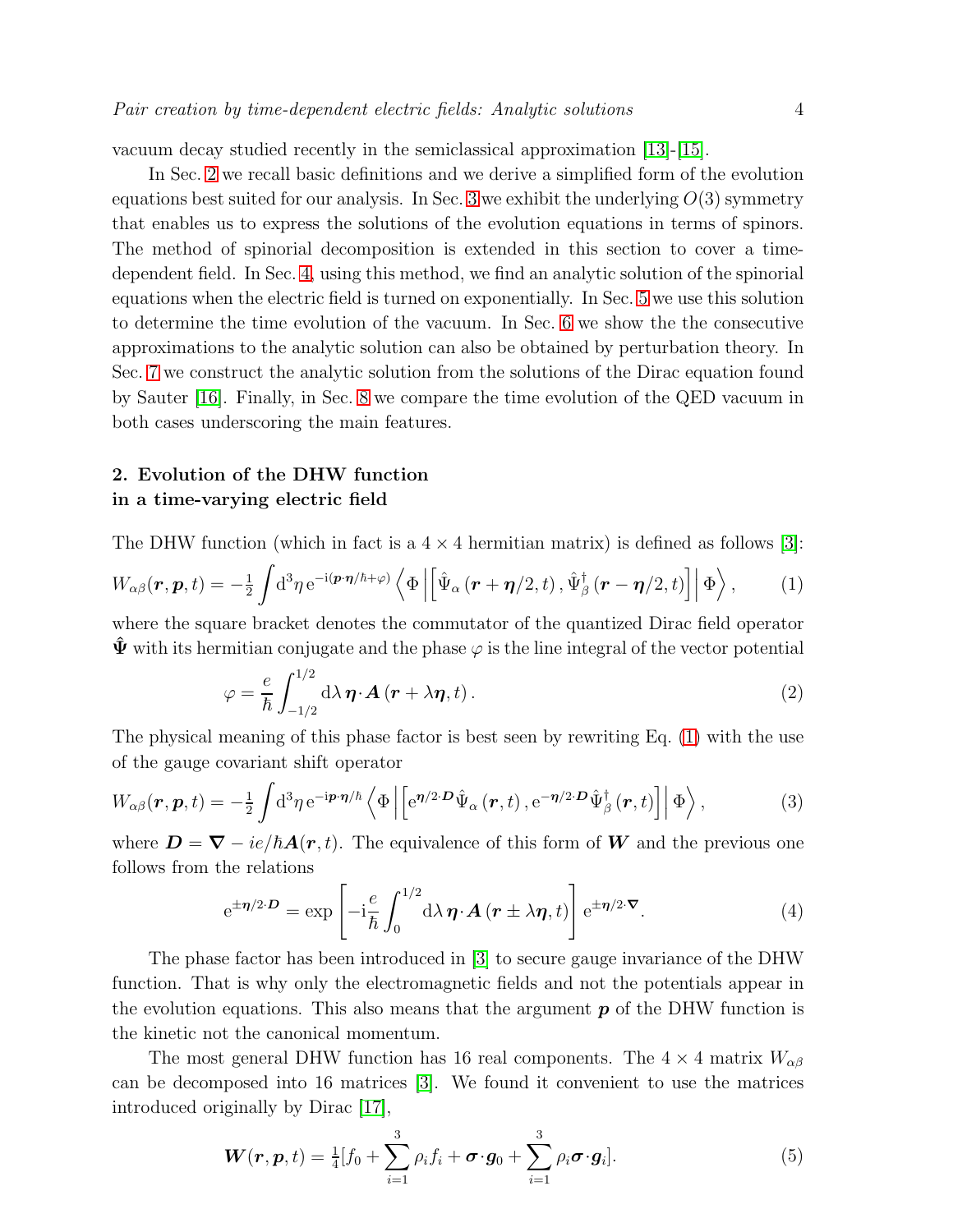vacuum decay studied recently in the semiclassical approximation [13]-[15].

In Sec. 2 we recall basic definitions and we derive a simplified form of the evolution equations best suited for our analysis. In Sec. 3 we exhibit the underlying $O(3)$ symmetry that enables us to express the solutions of the evolution equations in terms of spinors. The method of spinorial decomposition is extended in this section to cover a time-dependent field. In Sec. 4, using this method, we find an analytic solution of the spinorial equations when the electric field is turned on exponentially. In Sec. 5 we use this solution to determine the time evolution of the vacuum. In Sec. 6 we show the the consecutive approximations to the analytic solution can also be obtained by perturbation theory. In Sec. 7 we construct the analytic solution from the solutions of the Dirac equation found by Sauter [16]. Finally, in Sec. 8 we compare the time evolution of the QED vacuum in both cases underscoring the main features.

## 2. Evolution of the DHW function in a time-varying electric field

The DHW function (which in fact is a $4\times 4$ hermitian matrix) is defined as follows [3]:

$$W_{\alpha\beta}(\boldsymbol{r},\boldsymbol{p},t) = -\tfrac{1}{2}\int \mathrm{d}^3\eta\, \mathrm{e}^{-\mathrm{i}(\boldsymbol{p}\cdot\boldsymbol{\eta}/\hbar+\varphi)} \left\langle \Phi \left| \left[\hat{\Psi}_\alpha\left(\boldsymbol{r}+\boldsymbol{\eta}/2,t\right), \hat{\Psi}^\dagger_\beta\left(\boldsymbol{r}-\boldsymbol{\eta}/2,t\right)\right] \right| \Phi \right\rangle, \tag{1}$$

where the square bracket denotes the commutator of the quantized Dirac field operator $\hat{\boldsymbol{\Psi}}$ with its hermitian conjugate and the phase $\varphi$ is the line integral of the vector potential

$$\varphi = \frac{e}{\hbar}\int_{-1/2}^{1/2}\mathrm{d}\lambda\, \boldsymbol{\eta}\cdot\boldsymbol{A}\left(\boldsymbol{r}+\lambda\boldsymbol{\eta},t\right). \tag{2}$$

The physical meaning of this phase factor is best seen by rewriting Eq. (1) with the use of the gauge covariant shift operator

$$W_{\alpha\beta}(\boldsymbol{r},\boldsymbol{p},t) = -\tfrac{1}{2}\int \mathrm{d}^3\eta\, \mathrm{e}^{-\mathrm{i}\boldsymbol{p}\cdot\boldsymbol{\eta}/\hbar} \left\langle \Phi \left| \left[\mathrm{e}^{\boldsymbol{\eta}/2\cdot\boldsymbol{D}}\hat{\Psi}_\alpha\left(\boldsymbol{r},t\right), \mathrm{e}^{-\boldsymbol{\eta}/2\cdot\boldsymbol{D}}\hat{\Psi}^\dagger_\beta\left(\boldsymbol{r},t\right)\right] \right| \Phi \right\rangle, \tag{3}$$

where $\boldsymbol{D} = \boldsymbol{\nabla} - ie/\hbar\boldsymbol{A}(\boldsymbol{r},t)$. The equivalence of this form of $\boldsymbol{W}$ and the previous one follows from the relations

$$\mathrm{e}^{\pm\boldsymbol{\eta}/2\cdot\boldsymbol{D}} = \exp\left[-\mathrm{i}\frac{e}{\hbar}\int_0^{1/2}\mathrm{d}\lambda\, \boldsymbol{\eta}\cdot\boldsymbol{A}\left(\boldsymbol{r}\pm\lambda\boldsymbol{\eta},t\right)\right]\mathrm{e}^{\pm\boldsymbol{\eta}/2\cdot\boldsymbol{\nabla}}. \tag{4}$$

The phase factor has been introduced in [3] to secure gauge invariance of the DHW function. That is why only the electromagnetic fields and not the potentials appear in the evolution equations. This also means that the argument $\boldsymbol{p}$ of the DHW function is the kinetic not the canonical momentum.

The most general DHW function has 16 real components. The $4\times 4$ matrix $W_{\alpha\beta}$ can be decomposed into 16 matrices [3]. We found it convenient to use the matrices introduced originally by Dirac [17],

$$\boldsymbol{W}(\boldsymbol{r},\boldsymbol{p},t) = \tfrac{1}{4}[f_0 + \sum_{i=1}^{3}\rho_i f_i + \boldsymbol{\sigma}\cdot\boldsymbol{g}_0 + \sum_{i=1}^{3}\rho_i\boldsymbol{\sigma}\cdot\boldsymbol{g}_i]. \tag{5}$$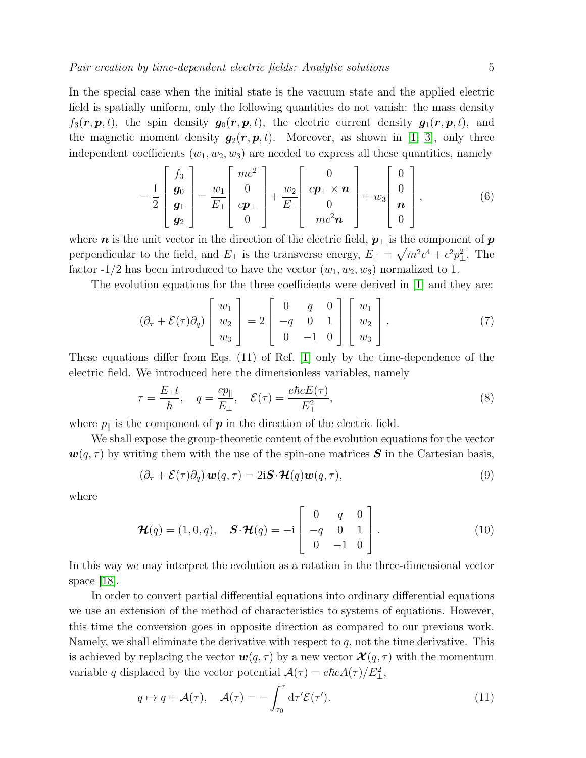In the special case when the initial state is the vacuum state and the applied electric field is spatially uniform, only the following quantities do not vanish: the mass density $f_3(\boldsymbol{r}, \boldsymbol{p}, t)$, the spin density $\boldsymbol{g}_0(\boldsymbol{r}, \boldsymbol{p}, t)$, the electric current density $\boldsymbol{g}_1(\boldsymbol{r}, \boldsymbol{p}, t)$, and the magnetic moment density $\boldsymbol{g}_2(\boldsymbol{r}, \boldsymbol{p}, t)$. Moreover, as shown in [1, 3], only three independent coefficients $(w_1, w_2, w_3)$ are needed to express all these quantities, namely

$$
-\frac{1}{2}\begin{bmatrix} f_3 \\ \boldsymbol{g}_0 \\ \boldsymbol{g}_1 \\ \boldsymbol{g}_2 \end{bmatrix} = \frac{w_1}{E_\perp}\begin{bmatrix} mc^2 \\ 0 \\ c\boldsymbol{p}_\perp \\ 0 \end{bmatrix} + \frac{w_2}{E_\perp}\begin{bmatrix} 0 \\ c\boldsymbol{p}_\perp \times \boldsymbol{n} \\ 0 \\ mc^2\boldsymbol{n} \end{bmatrix} + w_3\begin{bmatrix} 0 \\ 0 \\ \boldsymbol{n} \\ 0 \end{bmatrix}, \tag{6}
$$

where $\boldsymbol{n}$ is the unit vector in the direction of the electric field, $\boldsymbol{p}_\perp$ is the component of $\boldsymbol{p}$ perpendicular to the field, and $E_\perp$ is the transverse energy, $E_\perp = \sqrt{m^2c^4 + c^2p_\perp^2}$. The factor -1/2 has been introduced to have the vector $(w_1, w_2, w_3)$ normalized to 1.

The evolution equations for the three coefficients were derived in [1] and they are:

$$
(\partial_\tau + \mathcal{E}(\tau)\partial_q)\begin{bmatrix} w_1 \\ w_2 \\ w_3 \end{bmatrix} = 2\begin{bmatrix} 0 & q & 0 \\ -q & 0 & 1 \\ 0 & -1 & 0 \end{bmatrix}\begin{bmatrix} w_1 \\ w_2 \\ w_3 \end{bmatrix}. \tag{7}
$$

These equations differ from Eqs. (11) of Ref. [1] only by the time-dependence of the electric field. We introduced here the dimensionless variables, namely

$$
\tau = \frac{E_\perp t}{\hbar}, \quad q = \frac{cp_\parallel}{E_\perp}, \quad \mathcal{E}(\tau) = \frac{e\hbar c E(\tau)}{E_\perp^2}, \tag{8}
$$

where $p_\parallel$ is the component of $\boldsymbol{p}$ in the direction of the electric field.

We shall expose the group-theoretic content of the evolution equations for the vector $\boldsymbol{w}(q,\tau)$ by writing them with the use of the spin-one matrices $\boldsymbol{S}$ in the Cartesian basis,

$$
(\partial_\tau + \mathcal{E}(\tau)\partial_q)\,\boldsymbol{w}(q,\tau) = 2\mathrm{i}\boldsymbol{S}\cdot\boldsymbol{\mathcal{H}}(q)\boldsymbol{w}(q,\tau), \tag{9}
$$

where

$$
\boldsymbol{\mathcal{H}}(q) = (1, 0, q), \quad \boldsymbol{S}\cdot\boldsymbol{\mathcal{H}}(q) = -\mathrm{i}\begin{bmatrix} 0 & q & 0 \\ -q & 0 & 1 \\ 0 & -1 & 0 \end{bmatrix}. \tag{10}
$$

In this way we may interpret the evolution as a rotation in the three-dimensional vector space [18].

In order to convert partial differential equations into ordinary differential equations we use an extension of the method of characteristics to systems of equations. However, this time the conversion goes in opposite direction as compared to our previous work. Namely, we shall eliminate the derivative with respect to $q$, not the time derivative. This is achieved by replacing the vector $\boldsymbol{w}(q,\tau)$ by a new vector $\boldsymbol{\mathcal{X}}(q,\tau)$ with the momentum variable $q$ displaced by the vector potential $\mathcal{A}(\tau) = e\hbar c A(\tau)/E_\perp^2$,

$$
q \mapsto q + \mathcal{A}(\tau), \quad \mathcal{A}(\tau) = -\int_{\tau_0}^{\tau} \mathrm{d}\tau' \mathcal{E}(\tau'). \tag{11}
$$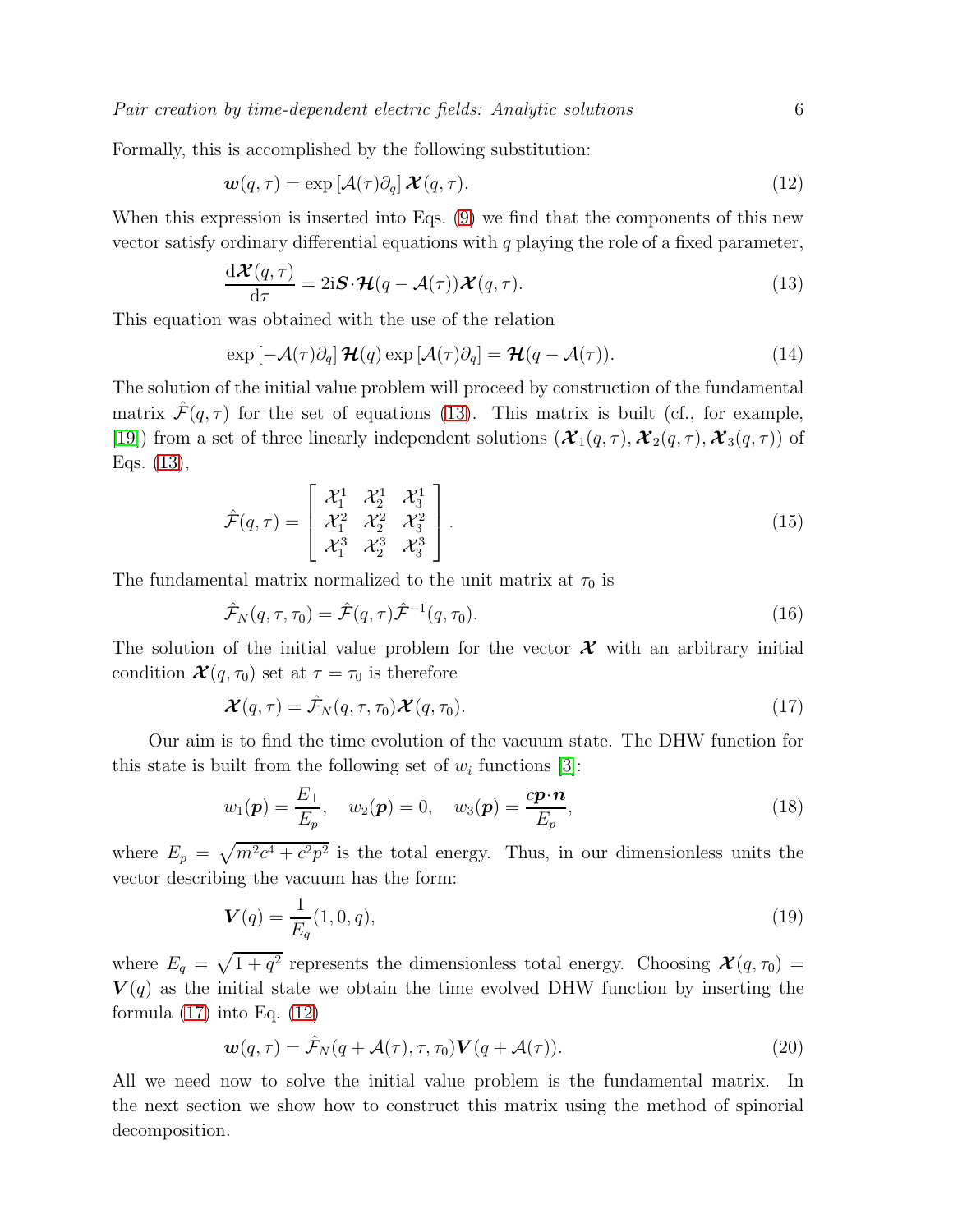Formally, this is accomplished by the following substitution:

$$\boldsymbol{w}(q,\tau) = \exp\left[\mathcal{A}(\tau)\partial_q\right]\boldsymbol{\mathcal{X}}(q,\tau). \tag{12}$$

When this expression is inserted into Eqs. (9) we find that the components of this new vector satisfy ordinary differential equations with $q$ playing the role of a fixed parameter,

$$\frac{\mathrm{d}\boldsymbol{\mathcal{X}}(q,\tau)}{\mathrm{d}\tau} = 2\mathrm{i}\boldsymbol{S}\cdot\boldsymbol{\mathcal{H}}(q-\mathcal{A}(\tau))\boldsymbol{\mathcal{X}}(q,\tau). \tag{13}$$

This equation was obtained with the use of the relation

$$\exp\left[-\mathcal{A}(\tau)\partial_q\right]\boldsymbol{\mathcal{H}}(q)\exp\left[\mathcal{A}(\tau)\partial_q\right] = \boldsymbol{\mathcal{H}}(q-\mathcal{A}(\tau)). \tag{14}$$

The solution of the initial value problem will proceed by construction of the fundamental matrix $\hat{\mathcal{F}}(q,\tau)$ for the set of equations (13). This matrix is built (cf., for example, [19]) from a set of three linearly independent solutions $(\boldsymbol{\mathcal{X}}_1(q,\tau), \boldsymbol{\mathcal{X}}_2(q,\tau), \boldsymbol{\mathcal{X}}_3(q,\tau))$ of Eqs. (13),

$$\hat{\mathcal{F}}(q,\tau) = \begin{bmatrix} \mathcal{X}_1^1 & \mathcal{X}_2^1 & \mathcal{X}_3^1 \\ \mathcal{X}_1^2 & \mathcal{X}_2^2 & \mathcal{X}_3^2 \\ \mathcal{X}_1^3 & \mathcal{X}_2^3 & \mathcal{X}_3^3 \end{bmatrix}. \tag{15}$$

The fundamental matrix normalized to the unit matrix at $\tau_0$ is

$$\hat{\mathcal{F}}_N(q,\tau,\tau_0) = \hat{\mathcal{F}}(q,\tau)\hat{\mathcal{F}}^{-1}(q,\tau_0). \tag{16}$$

The solution of the initial value problem for the vector $\boldsymbol{\mathcal{X}}$ with an arbitrary initial condition $\boldsymbol{\mathcal{X}}(q,\tau_0)$ set at $\tau=\tau_0$ is therefore

$$\boldsymbol{\mathcal{X}}(q,\tau) = \hat{\mathcal{F}}_N(q,\tau,\tau_0)\boldsymbol{\mathcal{X}}(q,\tau_0). \tag{17}$$

Our aim is to find the time evolution of the vacuum state. The DHW function for this state is built from the following set of $w_i$ functions [3]:

$$w_1(\boldsymbol{p}) = \frac{E_\perp}{E_p}, \quad w_2(\boldsymbol{p}) = 0, \quad w_3(\boldsymbol{p}) = \frac{c\boldsymbol{p}\cdot\boldsymbol{n}}{E_p}, \tag{18}$$

where $E_p = \sqrt{m^2c^4 + c^2p^2}$ is the total energy. Thus, in our dimensionless units the vector describing the vacuum has the form:

$$\boldsymbol{V}(q) = \frac{1}{E_q}(1,0,q), \tag{19}$$

where $E_q = \sqrt{1+q^2}$ represents the dimensionless total energy. Choosing $\boldsymbol{\mathcal{X}}(q,\tau_0) = \boldsymbol{V}(q)$ as the initial state we obtain the time evolved DHW function by inserting the formula (17) into Eq. (12)

$$\boldsymbol{w}(q,\tau) = \hat{\mathcal{F}}_N(q+\mathcal{A}(\tau),\tau,\tau_0)\boldsymbol{V}(q+\mathcal{A}(\tau)). \tag{20}$$

All we need now to solve the initial value problem is the fundamental matrix. In the next section we show how to construct this matrix using the method of spinorial decomposition.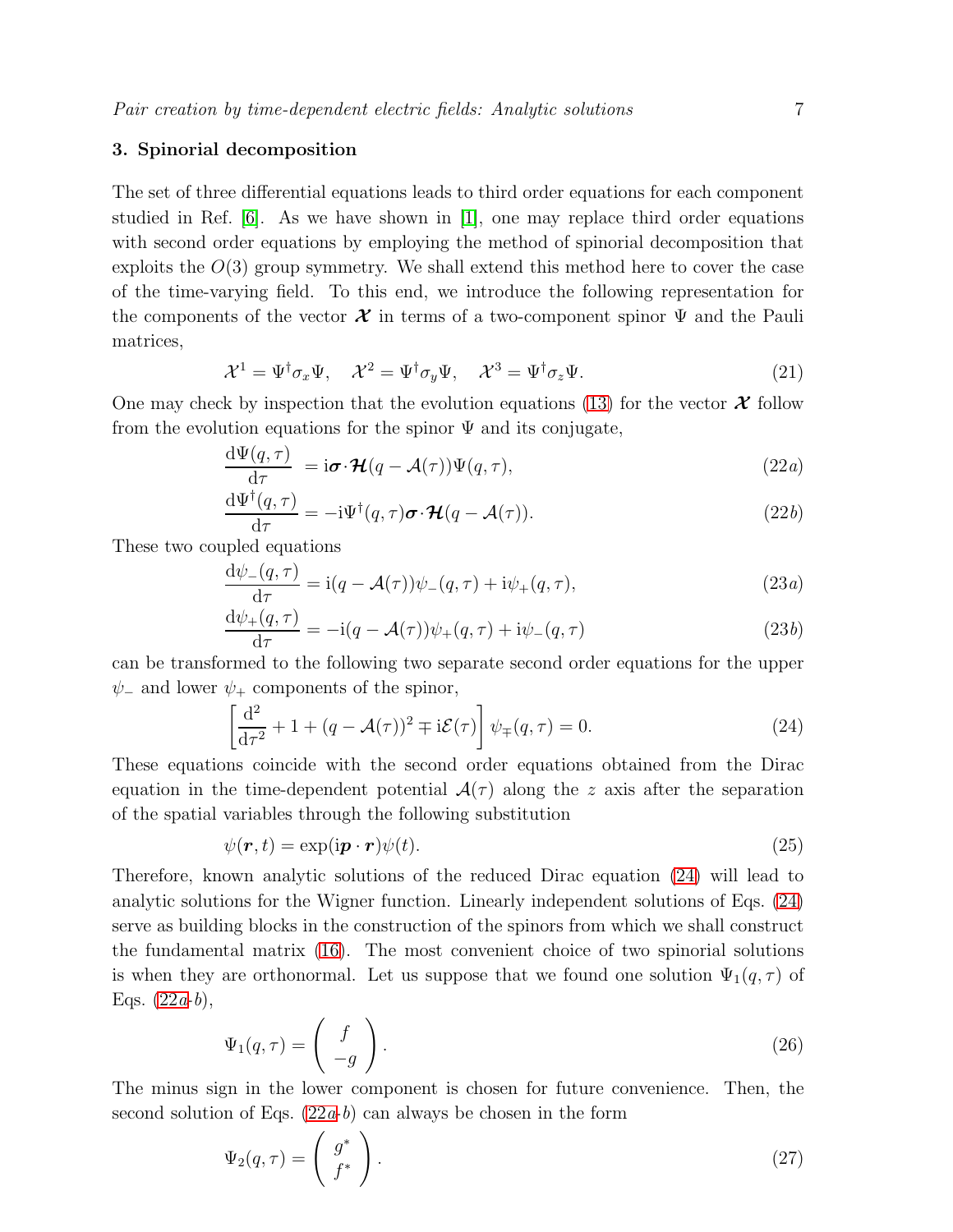## 3. Spinorial decomposition

The set of three differential equations leads to third order equations for each component studied in Ref. [6]. As we have shown in [1], one may replace third order equations with second order equations by employing the method of spinorial decomposition that exploits the $O(3)$ group symmetry. We shall extend this method here to cover the case of the time-varying field. To this end, we introduce the following representation for the components of the vector $\boldsymbol{\mathcal{X}}$ in terms of a two-component spinor $\Psi$ and the Pauli matrices,

$$\mathcal{X}^1 = \Psi^\dagger \sigma_x \Psi, \quad \mathcal{X}^2 = \Psi^\dagger \sigma_y \Psi, \quad \mathcal{X}^3 = \Psi^\dagger \sigma_z \Psi. \tag{21}$$

One may check by inspection that the evolution equations (13) for the vector $\boldsymbol{\mathcal{X}}$ follow from the evolution equations for the spinor $\Psi$ and its conjugate,

$$\frac{\mathrm{d}\Psi(q,\tau)}{\mathrm{d}\tau} = \mathrm{i}\boldsymbol{\sigma}\cdot\boldsymbol{\mathcal{H}}(q-\mathcal{A}(\tau))\Psi(q,\tau), \tag{22a}$$

$$\frac{\mathrm{d}\Psi^\dagger(q,\tau)}{\mathrm{d}\tau} = -\mathrm{i}\Psi^\dagger(q,\tau)\boldsymbol{\sigma}\cdot\boldsymbol{\mathcal{H}}(q-\mathcal{A}(\tau)). \tag{22b}$$

These two coupled equations

$$\frac{\mathrm{d}\psi_-(q,\tau)}{\mathrm{d}\tau} = \mathrm{i}(q-\mathcal{A}(\tau))\psi_-(q,\tau) + \mathrm{i}\psi_+(q,\tau), \tag{23a}$$

$$\frac{\mathrm{d}\psi_+(q,\tau)}{\mathrm{d}\tau} = -\mathrm{i}(q-\mathcal{A}(\tau))\psi_+(q,\tau) + \mathrm{i}\psi_-(q,\tau) \tag{23b}$$

can be transformed to the following two separate second order equations for the upper $\psi_-$ and lower $\psi_+$ components of the spinor,

$$\left[\frac{\mathrm{d}^2}{\mathrm{d}\tau^2} + 1 + (q-\mathcal{A}(\tau))^2 \mp \mathrm{i}\mathcal{E}(\tau)\right]\psi_\mp(q,\tau) = 0. \tag{24}$$

These equations coincide with the second order equations obtained from the Dirac equation in the time-dependent potential $\mathcal{A}(\tau)$ along the $z$ axis after the separation of the spatial variables through the following substitution

$$\psi(\boldsymbol{r},t) = \exp(\mathrm{i}\boldsymbol{p}\cdot\boldsymbol{r})\psi(t). \tag{25}$$

Therefore, known analytic solutions of the reduced Dirac equation (24) will lead to analytic solutions for the Wigner function. Linearly independent solutions of Eqs. (24) serve as building blocks in the construction of the spinors from which we shall construct the fundamental matrix (16). The most convenient choice of two spinorial solutions is when they are orthonormal. Let us suppose that we found one solution $\Psi_1(q,\tau)$ of Eqs. (22$a$-$b$),

$$\Psi_1(q,\tau) = \begin{pmatrix} f \\ -g \end{pmatrix}. \tag{26}$$

The minus sign in the lower component is chosen for future convenience. Then, the second solution of Eqs. (22$a$-$b$) can always be chosen in the form

$$\Psi_2(q,\tau) = \begin{pmatrix} g^* \\ f^* \end{pmatrix}. \tag{27}$$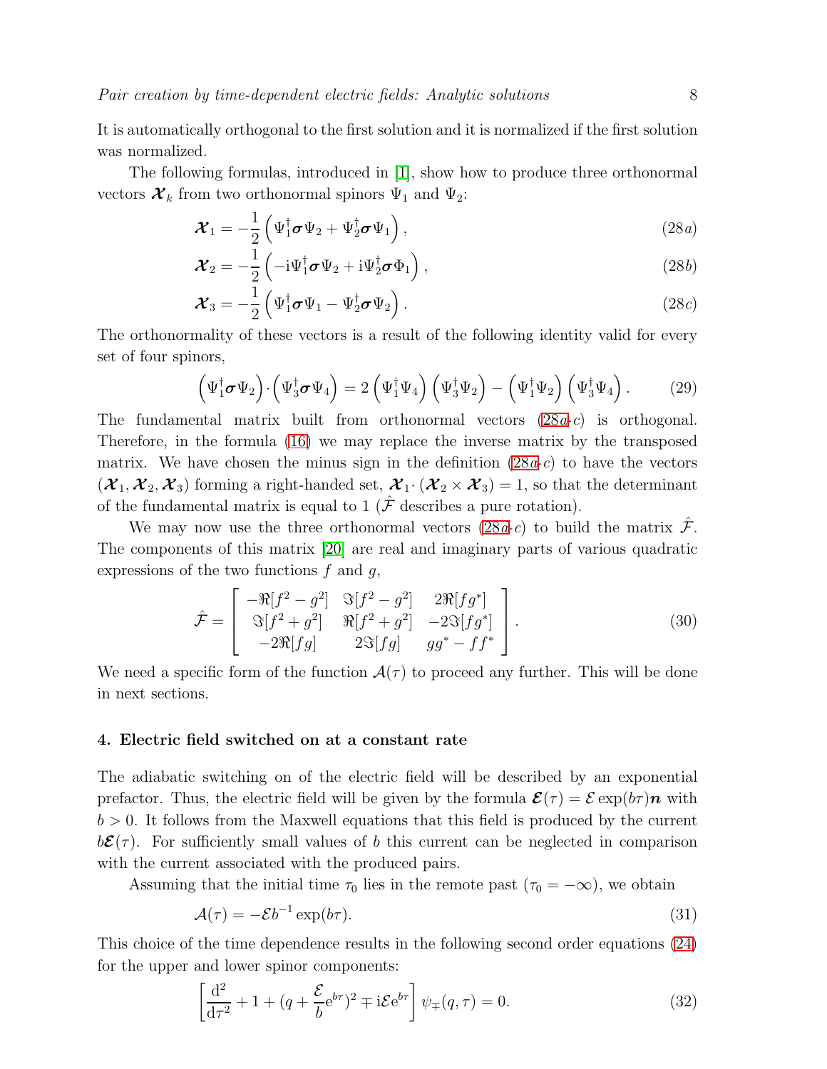It is automatically orthogonal to the first solution and it is normalized if the first solution was normalized.

The following formulas, introduced in [1], show how to produce three orthonormal vectors $\boldsymbol{\mathcal{X}}_k$ from two orthonormal spinors $\Psi_1$ and $\Psi_2$:

$$\boldsymbol{\mathcal{X}}_1 = -\frac{1}{2}\left(\Psi_1^\dagger \boldsymbol{\sigma}\Psi_2 + \Psi_2^\dagger \boldsymbol{\sigma}\Psi_1\right), \tag{28a}$$

$$\boldsymbol{\mathcal{X}}_2 = -\frac{1}{2}\left(-\mathrm{i}\Psi_1^\dagger \boldsymbol{\sigma}\Psi_2 + \mathrm{i}\Psi_2^\dagger \boldsymbol{\sigma}\Phi_1\right), \tag{28b}$$

$$\boldsymbol{\mathcal{X}}_3 = -\frac{1}{2}\left(\Psi_1^\dagger \boldsymbol{\sigma}\Psi_1 - \Psi_2^\dagger \boldsymbol{\sigma}\Psi_2\right). \tag{28c}$$

The orthonormality of these vectors is a result of the following identity valid for every set of four spinors,

$$\left(\Psi_1^\dagger \boldsymbol{\sigma}\Psi_2\right)\cdot\left(\Psi_3^\dagger \boldsymbol{\sigma}\Psi_4\right) = 2\left(\Psi_1^\dagger \Psi_4\right)\left(\Psi_3^\dagger \Psi_2\right) - \left(\Psi_1^\dagger \Psi_2\right)\left(\Psi_3^\dagger \Psi_4\right). \tag{29}$$

The fundamental matrix built from orthonormal vectors (28$a$-$c$) is orthogonal. Therefore, in the formula (16) we may replace the inverse matrix by the transposed matrix. We have chosen the minus sign in the definition (28$a$-$c$) to have the vectors $(\boldsymbol{\mathcal{X}}_1, \boldsymbol{\mathcal{X}}_2, \boldsymbol{\mathcal{X}}_3)$ forming a right-handed set, $\boldsymbol{\mathcal{X}}_1\cdot(\boldsymbol{\mathcal{X}}_2 \times \boldsymbol{\mathcal{X}}_3) = 1$, so that the determinant of the fundamental matrix is equal to 1 ($\hat{\mathcal{F}}$ describes a pure rotation).

We may now use the three orthonormal vectors (28$a$-$c$) to build the matrix $\hat{\mathcal{F}}$. The components of this matrix [20] are real and imaginary parts of various quadratic expressions of the two functions $f$ and $g$,

$$\hat{\mathcal{F}} = \begin{bmatrix} -\Re[f^2-g^2] & \Im[f^2-g^2] & 2\Re[fg^*] \\ \Im[f^2+g^2] & \Re[f^2+g^2] & -2\Im[fg^*] \\ -2\Re[fg] & 2\Im[fg] & gg^*-ff^* \end{bmatrix}. \tag{30}$$

We need a specific form of the function $\mathcal{A}(\tau)$ to proceed any further. This will be done in next sections.

## 4. Electric field switched on at a constant rate

The adiabatic switching on of the electric field will be described by an exponential prefactor. Thus, the electric field will be given by the formula $\boldsymbol{\mathcal{E}}(\tau) = \mathcal{E}\exp(b\tau)\boldsymbol{n}$ with $b > 0$. It follows from the Maxwell equations that this field is produced by the current $b\boldsymbol{\mathcal{E}}(\tau)$. For sufficiently small values of $b$ this current can be neglected in comparison with the current associated with the produced pairs.

Assuming that the initial time $\tau_0$ lies in the remote past ($\tau_0 = -\infty$), we obtain

$$\mathcal{A}(\tau) = -\mathcal{E}b^{-1}\exp(b\tau). \tag{31}$$

This choice of the time dependence results in the following second order equations (24) for the upper and lower spinor components:

$$\left[\frac{\mathrm{d}^2}{\mathrm{d}\tau^2} + 1 + (q + \frac{\mathcal{E}}{b}\mathrm{e}^{b\tau})^2 \mp \mathrm{i}\mathcal{E}\mathrm{e}^{b\tau}\right]\psi_\mp(q,\tau) = 0. \tag{32}$$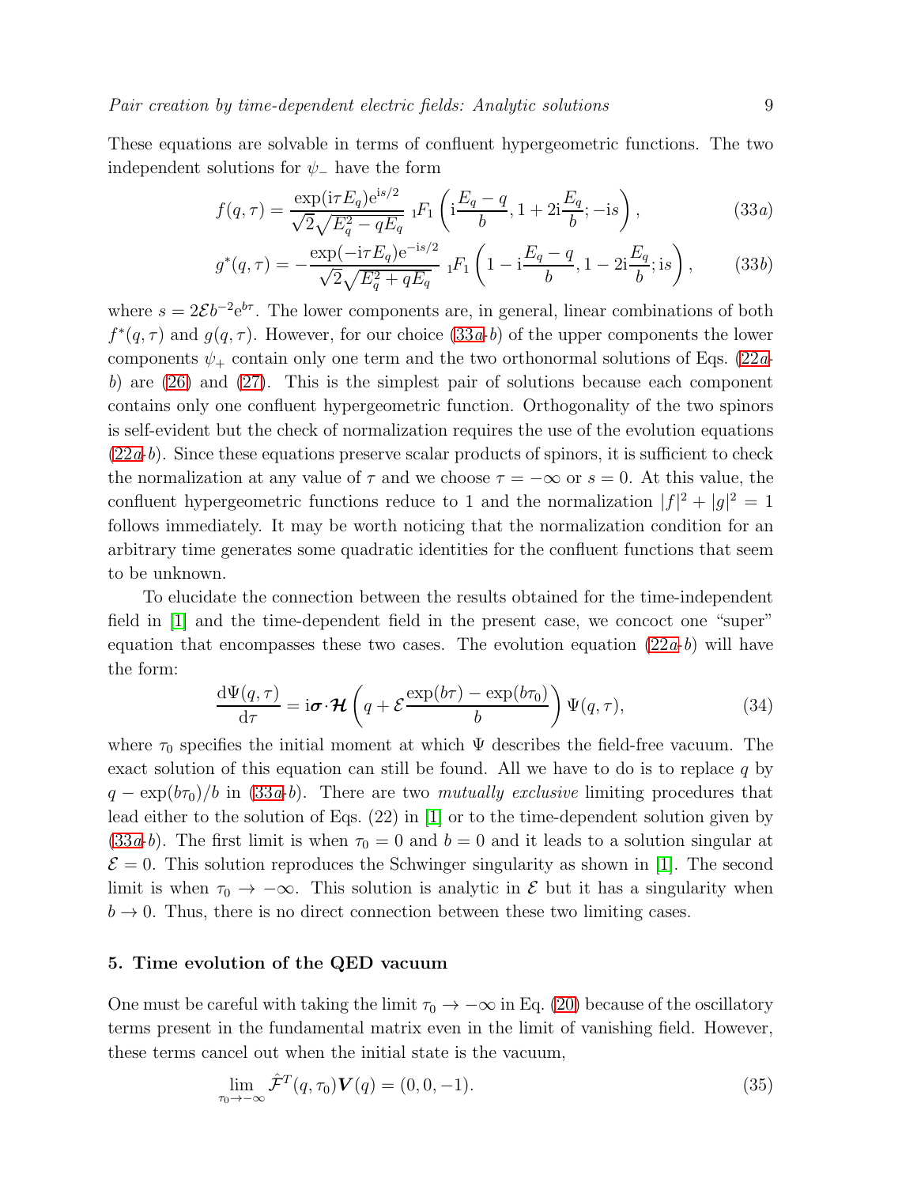These equations are solvable in terms of confluent hypergeometric functions. The two independent solutions for $\psi_-$ have the form

$$f(q,\tau) = \frac{\exp(\mathrm{i}\tau E_q)\mathrm{e}^{\mathrm{i}s/2}}{\sqrt{2}\sqrt{E_q^2 - qE_q}}\ {}_1F_1\left(\mathrm{i}\frac{E_q - q}{b}, 1 + 2\mathrm{i}\frac{E_q}{b}; -\mathrm{i}s\right), \tag{33a}$$

$$g^*(q,\tau) = -\frac{\exp(-\mathrm{i}\tau E_q)\mathrm{e}^{-\mathrm{i}s/2}}{\sqrt{2}\sqrt{E_q^2 + qE_q}}\ {}_1F_1\left(1 - \mathrm{i}\frac{E_q - q}{b}, 1 - 2\mathrm{i}\frac{E_q}{b}; \mathrm{i}s\right), \tag{33b}$$

where $s = 2\mathcal{E}b^{-2}\mathrm{e}^{b\tau}$. The lower components are, in general, linear combinations of both $f^*(q,\tau)$ and $g(q,\tau)$. However, for our choice (33*a*-*b*) of the upper components the lower components $\psi_+$ contain only one term and the two orthonormal solutions of Eqs. (22*a*-*b*) are (26) and (27). This is the simplest pair of solutions because each component contains only one confluent hypergeometric function. Orthogonality of the two spinors is self-evident but the check of normalization requires the use of the evolution equations (22*a*-*b*). Since these equations preserve scalar products of spinors, it is sufficient to check the normalization at any value of $\tau$ and we choose $\tau = -\infty$ or $s = 0$. At this value, the confluent hypergeometric functions reduce to 1 and the normalization $|f|^2 + |g|^2 = 1$ follows immediately. It may be worth noticing that the normalization condition for an arbitrary time generates some quadratic identities for the confluent functions that seem to be unknown.

To elucidate the connection between the results obtained for the time-independent field in [1] and the time-dependent field in the present case, we concoct one "super" equation that encompasses these two cases. The evolution equation (22*a*-*b*) will have the form:

$$\frac{\mathrm{d}\Psi(q,\tau)}{\mathrm{d}\tau} = \mathrm{i}\boldsymbol{\sigma}\cdot\boldsymbol{\mathcal{H}}\left(q + \mathcal{E}\frac{\exp(b\tau) - \exp(b\tau_0)}{b}\right)\Psi(q,\tau), \tag{34}$$

where $\tau_0$ specifies the initial moment at which $\Psi$ describes the field-free vacuum. The exact solution of this equation can still be found. All we have to do is to replace $q$ by $q - \exp(b\tau_0)/b$ in (33*a*-*b*). There are two *mutually exclusive* limiting procedures that lead either to the solution of Eqs. (22) in [1] or to the time-dependent solution given by (33*a*-*b*). The first limit is when $\tau_0 = 0$ and $b = 0$ and it leads to a solution singular at $\mathcal{E} = 0$. This solution reproduces the Schwinger singularity as shown in [1]. The second limit is when $\tau_0 \to -\infty$. This solution is analytic in $\mathcal{E}$ but it has a singularity when $b \to 0$. Thus, there is no direct connection between these two limiting cases.

## 5. Time evolution of the QED vacuum

One must be careful with taking the limit $\tau_0 \to -\infty$ in Eq. (20) because of the oscillatory terms present in the fundamental matrix even in the limit of vanishing field. However, these terms cancel out when the initial state is the vacuum,

$$\lim_{\tau_0 \to -\infty} \hat{\mathcal{F}}^T(q,\tau_0)\boldsymbol{V}(q) = (0,0,-1). \tag{35}$$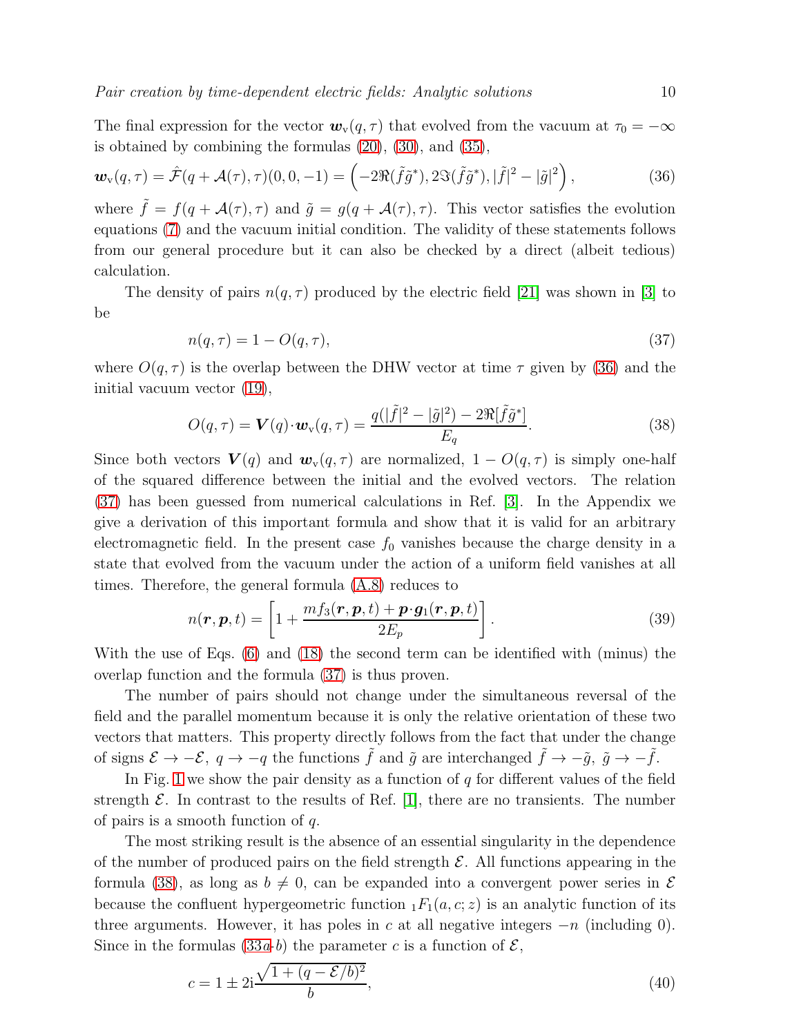The final expression for the vector $\boldsymbol{w}_{\rm v}(q,\tau)$ that evolved from the vacuum at $\tau_0 = -\infty$ is obtained by combining the formulas (20), (30), and (35),

$$\boldsymbol{w}_{\rm v}(q,\tau) = \hat{\mathcal{F}}(q+\mathcal{A}(\tau),\tau)(0,0,-1) = \left(-2\Re(\tilde{f}\tilde{g}^*), 2\Im(\tilde{f}\tilde{g}^*), |\tilde{f}|^2 - |\tilde{g}|^2\right), \tag{36}$$

where $\tilde{f} = f(q+\mathcal{A}(\tau),\tau)$ and $\tilde{g} = g(q+\mathcal{A}(\tau),\tau)$. This vector satisfies the evolution equations (7) and the vacuum initial condition. The validity of these statements follows from our general procedure but it can also be checked by a direct (albeit tedious) calculation.

The density of pairs $n(q,\tau)$ produced by the electric field [21] was shown in [3] to be

$$n(q,\tau) = 1 - O(q,\tau), \tag{37}$$

where $O(q,\tau)$ is the overlap between the DHW vector at time $\tau$ given by (36) and the initial vacuum vector (19),

$$O(q,\tau) = \boldsymbol{V}(q)\cdot\boldsymbol{w}_{\rm v}(q,\tau) = \frac{q(|\tilde{f}|^2 - |\tilde{g}|^2) - 2\Re[\tilde{f}\tilde{g}^*]}{E_q}. \tag{38}$$

Since both vectors $\boldsymbol{V}(q)$ and $\boldsymbol{w}_{\rm v}(q,\tau)$ are normalized, $1 - O(q,\tau)$ is simply one-half of the squared difference between the initial and the evolved vectors. The relation (37) has been guessed from numerical calculations in Ref. [3]. In the Appendix we give a derivation of this important formula and show that it is valid for an arbitrary electromagnetic field. In the present case $f_0$ vanishes because the charge density in a state that evolved from the vacuum under the action of a uniform field vanishes at all times. Therefore, the general formula (A.8) reduces to

$$n(\boldsymbol{r},\boldsymbol{p},t) = \left[1 + \frac{mf_3(\boldsymbol{r},\boldsymbol{p},t) + \boldsymbol{p}\cdot\boldsymbol{g}_1(\boldsymbol{r},\boldsymbol{p},t)}{2E_p}\right]. \tag{39}$$

With the use of Eqs. (6) and (18) the second term can be identified with (minus) the overlap function and the formula (37) is thus proven.

The number of pairs should not change under the simultaneous reversal of the field and the parallel momentum because it is only the relative orientation of these two vectors that matters. This property directly follows from the fact that under the change of signs $\mathcal{E} \to -\mathcal{E},\ q \to -q$ the functions $\tilde{f}$ and $\tilde{g}$ are interchanged $\tilde{f} \to -\tilde{g},\ \tilde{g} \to -\tilde{f}$.

In Fig. 1 we show the pair density as a function of $q$ for different values of the field strength $\mathcal{E}$. In contrast to the results of Ref. [1], there are no transients. The number of pairs is a smooth function of $q$.

The most striking result is the absence of an essential singularity in the dependence of the number of produced pairs on the field strength $\mathcal{E}$. All functions appearing in the formula (38), as long as $b \neq 0$, can be expanded into a convergent power series in $\mathcal{E}$ because the confluent hypergeometric function ${}_1F_1(a,c;z)$ is an analytic function of its three arguments. However, it has poles in $c$ at all negative integers $-n$ (including 0). Since in the formulas (33*a*-*b*) the parameter $c$ is a function of $\mathcal{E}$,

$$c = 1 \pm 2{\rm i}\frac{\sqrt{1 + (q - \mathcal{E}/b)^2}}{b}, \tag{40}$$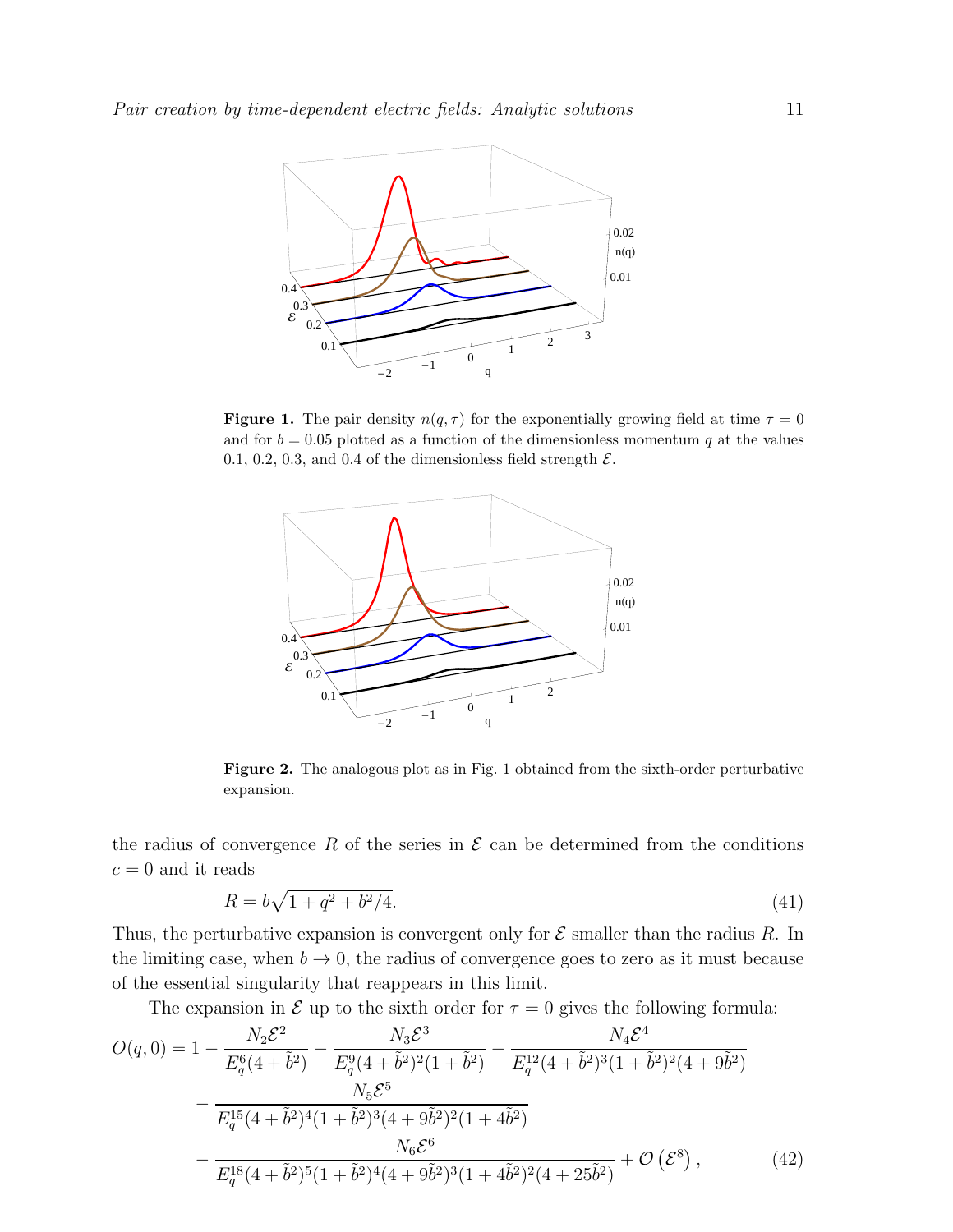**Figure 1.** The pair density $n(q, \tau)$ for the exponentially growing field at time $\tau = 0$ and for $b = 0.05$ plotted as a function of the dimensionless momentum $q$ at the values 0.1, 0.2, 0.3, and 0.4 of the dimensionless field strength $\mathcal{E}$.

**Figure 2.** The analogous plot as in Fig. 1 obtained from the sixth-order perturbative expansion.

the radius of convergence $R$ of the series in $\mathcal{E}$ can be determined from the conditions $c = 0$ and it reads

$$R = b\sqrt{1 + q^2 + b^2/4}. \tag{41}$$

Thus, the perturbative expansion is convergent only for $\mathcal{E}$ smaller than the radius $R$. In the limiting case, when $b \to 0$, the radius of convergence goes to zero as it must because of the essential singularity that reappears in this limit.

The expansion in $\mathcal{E}$ up to the sixth order for $\tau = 0$ gives the following formula:

$$\begin{aligned} O(q,0) = 1 &- \frac{N_2 \mathcal{E}^2}{E_q^6(4+\tilde{b}^2)} - \frac{N_3 \mathcal{E}^3}{E_q^9(4+\tilde{b}^2)^2(1+\tilde{b}^2)} - \frac{N_4 \mathcal{E}^4}{E_q^{12}(4+\tilde{b}^2)^3(1+\tilde{b}^2)^2(4+9\tilde{b}^2)} \\ &- \frac{N_5 \mathcal{E}^5}{E_q^{15}(4+\tilde{b}^2)^4(1+\tilde{b}^2)^3(4+9\tilde{b}^2)^2(1+4\tilde{b}^2)} \\ &- \frac{N_6 \mathcal{E}^6}{E_q^{18}(4+\tilde{b}^2)^5(1+\tilde{b}^2)^4(4+9\tilde{b}^2)^3(1+4\tilde{b}^2)^2(4+25\tilde{b}^2)} + \mathcal{O}\left(\mathcal{E}^8\right), \end{aligned} \tag{42}$$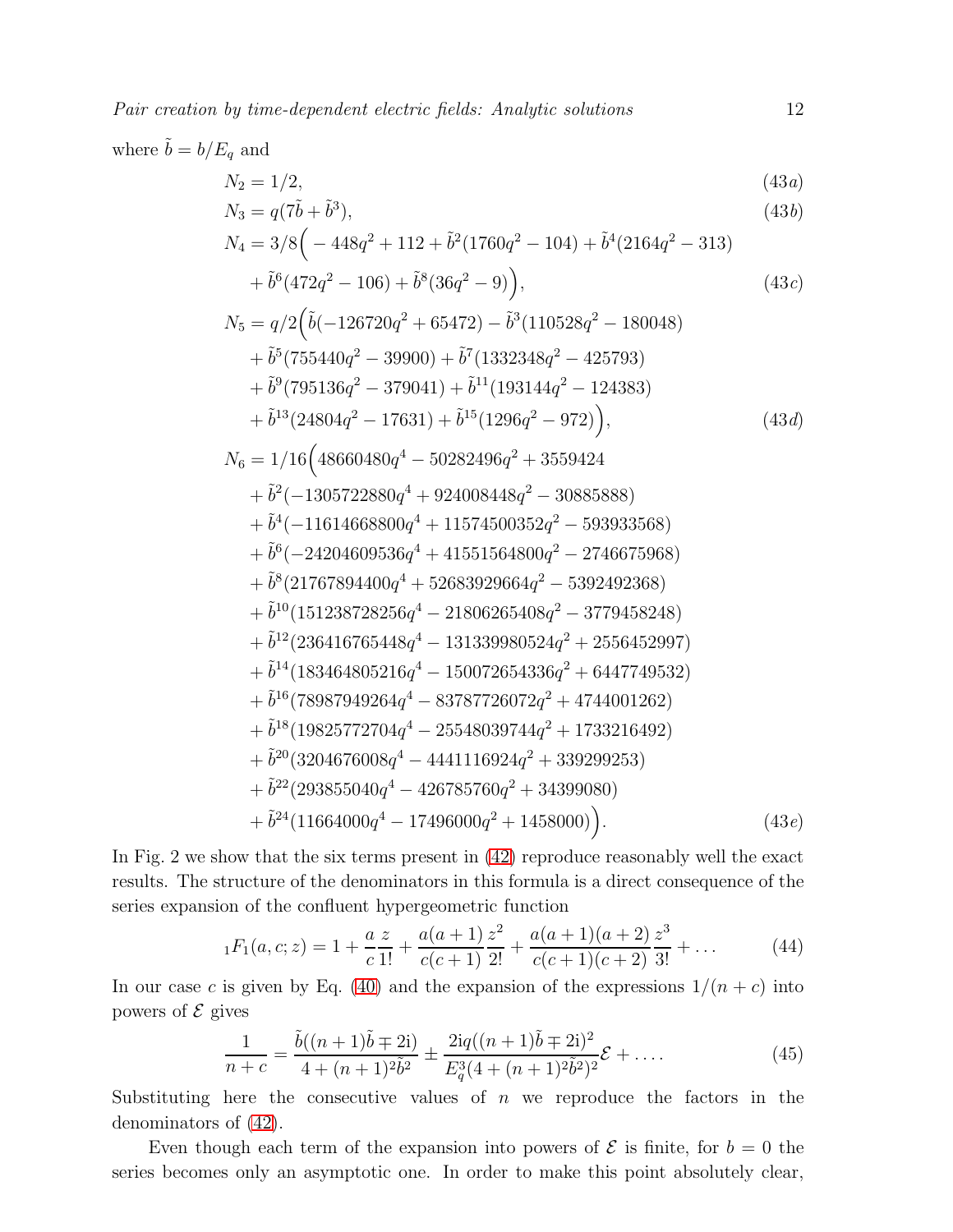where $\tilde{b} = b/E_q$ and

$$N_2 = 1/2, \tag{43a}$$

$$N_3 = q(7\tilde{b} + \tilde{b}^3), \tag{43b}$$

$$\begin{aligned} N_4 = 3/8\Big( &-448q^2 + 112 + \tilde{b}^2(1760q^2 - 104) + \tilde{b}^4(2164q^2 - 313) \\ &+ \tilde{b}^6(472q^2 - 106) + \tilde{b}^8(36q^2 - 9)\Big), \end{aligned} \tag{43c}$$

$$\begin{aligned} N_5 = q/2\Big( &\tilde{b}(-126720q^2 + 65472) - \tilde{b}^3(110528q^2 - 180048) \\ &+ \tilde{b}^5(755440q^2 - 39900) + \tilde{b}^7(1332348q^2 - 425793) \\ &+ \tilde{b}^9(795136q^2 - 379041) + \tilde{b}^{11}(193144q^2 - 124383) \\ &+ \tilde{b}^{13}(24804q^2 - 17631) + \tilde{b}^{15}(1296q^2 - 972)\Big), \end{aligned} \tag{43d}$$

$$\begin{aligned} N_6 = 1/16\Big( &48660480q^4 - 50282496q^2 + 3559424 \\ &+ \tilde{b}^2(-1305722880q^4 + 924008448q^2 - 30885888) \\ &+ \tilde{b}^4(-11614668800q^4 + 11574500352q^2 - 593933568) \\ &+ \tilde{b}^6(-24204609536q^4 + 41551564800q^2 - 2746675968) \\ &+ \tilde{b}^8(21767894400q^4 + 52683929664q^2 - 5392492368) \\ &+ \tilde{b}^{10}(151238728256q^4 - 21806265408q^2 - 3779458248) \\ &+ \tilde{b}^{12}(236416765448q^4 - 131339980524q^2 + 2556452997) \\ &+ \tilde{b}^{14}(183464805216q^4 - 150072654336q^2 + 6447749532) \\ &+ \tilde{b}^{16}(78987949264q^4 - 83787726072q^2 + 4744001262) \\ &+ \tilde{b}^{18}(19825772704q^4 - 25548039744q^2 + 1733216492) \\ &+ \tilde{b}^{20}(3204676008q^4 - 4441116924q^2 + 339299253) \\ &+ \tilde{b}^{22}(293855040q^4 - 426785760q^2 + 34399080) \\ &+ \tilde{b}^{24}(11664000q^4 - 17496000q^2 + 1458000)\Big). \end{aligned} \tag{43e}$$

In Fig. 2 we show that the six terms present in (42) reproduce reasonably well the exact results. The structure of the denominators in this formula is a direct consequence of the series expansion of the confluent hypergeometric function

$${}_1F_1(a, c; z) = 1 + \frac{a}{c}\frac{z}{1!} + \frac{a(a+1)}{c(c+1)}\frac{z^2}{2!} + \frac{a(a+1)(a+2)}{c(c+1)(c+2)}\frac{z^3}{3!} + \dots \tag{44}$$

In our case $c$ is given by Eq. (40) and the expansion of the expressions $1/(n+c)$ into powers of $\mathcal{E}$ gives

$$\frac{1}{n+c} = \frac{\tilde{b}((n+1)\tilde{b} \mp 2\mathrm{i})}{4 + (n+1)^2\tilde{b}^2} \pm \frac{2\mathrm{i}q((n+1)\tilde{b} \mp 2\mathrm{i})^2}{E_q^3(4 + (n+1)^2\tilde{b}^2)^2}\mathcal{E} + \dots. \tag{45}$$

Substituting here the consecutive values of $n$ we reproduce the factors in the denominators of (42).

Even though each term of the expansion into powers of $\mathcal{E}$ is finite, for $b = 0$ the series becomes only an asymptotic one. In order to make this point absolutely clear,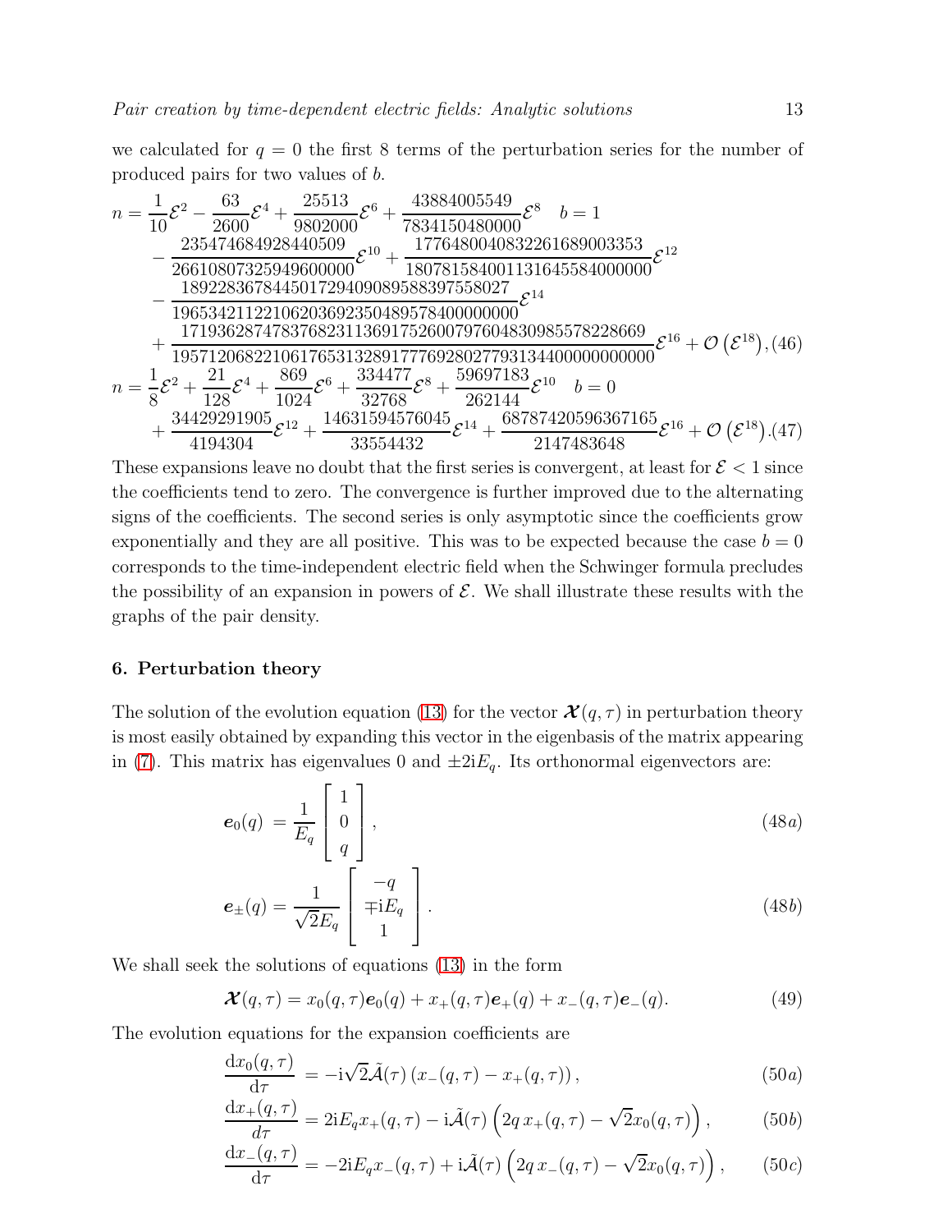we calculated for $q = 0$ the first 8 terms of the perturbation series for the number of produced pairs for two values of $b$.

$$
\begin{aligned}
n = &\frac{1}{10}\mathcal{E}^2 - \frac{63}{2600}\mathcal{E}^4 + \frac{25513}{9802000}\mathcal{E}^6 + \frac{43884005549}{7834150480000}\mathcal{E}^8 \quad b = 1 \\
&- \frac{235474684928440509}{26610807325949600000}\mathcal{E}^{10} + \frac{17764800408322616890033353}{1807815840011316455840000000}\mathcal{E}^{12} \\
&- \frac{189228367844501729409089588397558027}{19653421122106203692350489578400000000}\mathcal{E}^{14} \\
&+ \frac{1719362874783768231136917526007976048309855782286669}{1957120682210617653132891777692802779313440000000000000}\mathcal{E}^{16} + \mathcal{O}\left(\mathcal{E}^{18}\right), \quad (46)
\end{aligned}
$$

$$
\begin{aligned}
n = &\frac{1}{8}\mathcal{E}^2 + \frac{21}{128}\mathcal{E}^4 + \frac{869}{1024}\mathcal{E}^6 + \frac{334477}{32768}\mathcal{E}^8 + \frac{59697183}{262144}\mathcal{E}^{10} \quad b = 0 \\
&+ \frac{34429291905}{4194304}\mathcal{E}^{12} + \frac{14631594576045}{33554432}\mathcal{E}^{14} + \frac{68787420596367165}{2147483648}\mathcal{E}^{16} + \mathcal{O}\left(\mathcal{E}^{18}\right). \quad (47)
\end{aligned}
$$

These expansions leave no doubt that the first series is convergent, at least for $\mathcal{E} < 1$ since the coefficients tend to zero. The convergence is further improved due to the alternating signs of the coefficients. The second series is only asymptotic since the coefficients grow exponentially and they are all positive. This was to be expected because the case $b = 0$ corresponds to the time-independent electric field when the Schwinger formula precludes the possibility of an expansion in powers of $\mathcal{E}$. We shall illustrate these results with the graphs of the pair density.

## 6. Perturbation theory

The solution of the evolution equation (13) for the vector $\boldsymbol{\mathcal{X}}(q,\tau)$ in perturbation theory is most easily obtained by expanding this vector in the eigenbasis of the matrix appearing in (7). This matrix has eigenvalues 0 and $\pm 2\mathrm{i}E_q$. Its orthonormal eigenvectors are:

$$
\boldsymbol{e}_0(q) = \frac{1}{E_q}\begin{bmatrix} 1 \\ 0 \\ q \end{bmatrix}, \quad (48a)
$$

$$
\boldsymbol{e}_\pm(q) = \frac{1}{\sqrt{2}E_q}\begin{bmatrix} -q \\ \mp\mathrm{i}E_q \\ 1 \end{bmatrix}. \quad (48b)
$$

We shall seek the solutions of equations (13) in the form

$$
\boldsymbol{\mathcal{X}}(q,\tau) = x_0(q,\tau)\boldsymbol{e}_0(q) + x_+(q,\tau)\boldsymbol{e}_+(q) + x_-(q,\tau)\boldsymbol{e}_-(q). \quad (49)
$$

The evolution equations for the expansion coefficients are

$$
\frac{\mathrm{d}x_0(q,\tau)}{\mathrm{d}\tau} = -\mathrm{i}\sqrt{2}\tilde{\mathcal{A}}(\tau)\left(x_-(q,\tau) - x_+(q,\tau)\right), \quad (50a)
$$

$$
\frac{\mathrm{d}x_+(q,\tau)}{d\tau} = 2\mathrm{i}E_q x_+(q,\tau) - \mathrm{i}\tilde{\mathcal{A}}(\tau)\left(2q\, x_+(q,\tau) - \sqrt{2}x_0(q,\tau)\right), \quad (50b)
$$

$$
\frac{\mathrm{d}x_-(q,\tau)}{\mathrm{d}\tau} = -2\mathrm{i}E_q x_-(q,\tau) + \mathrm{i}\tilde{\mathcal{A}}(\tau)\left(2q\, x_-(q,\tau) - \sqrt{2}x_0(q,\tau)\right), \quad (50c)
$$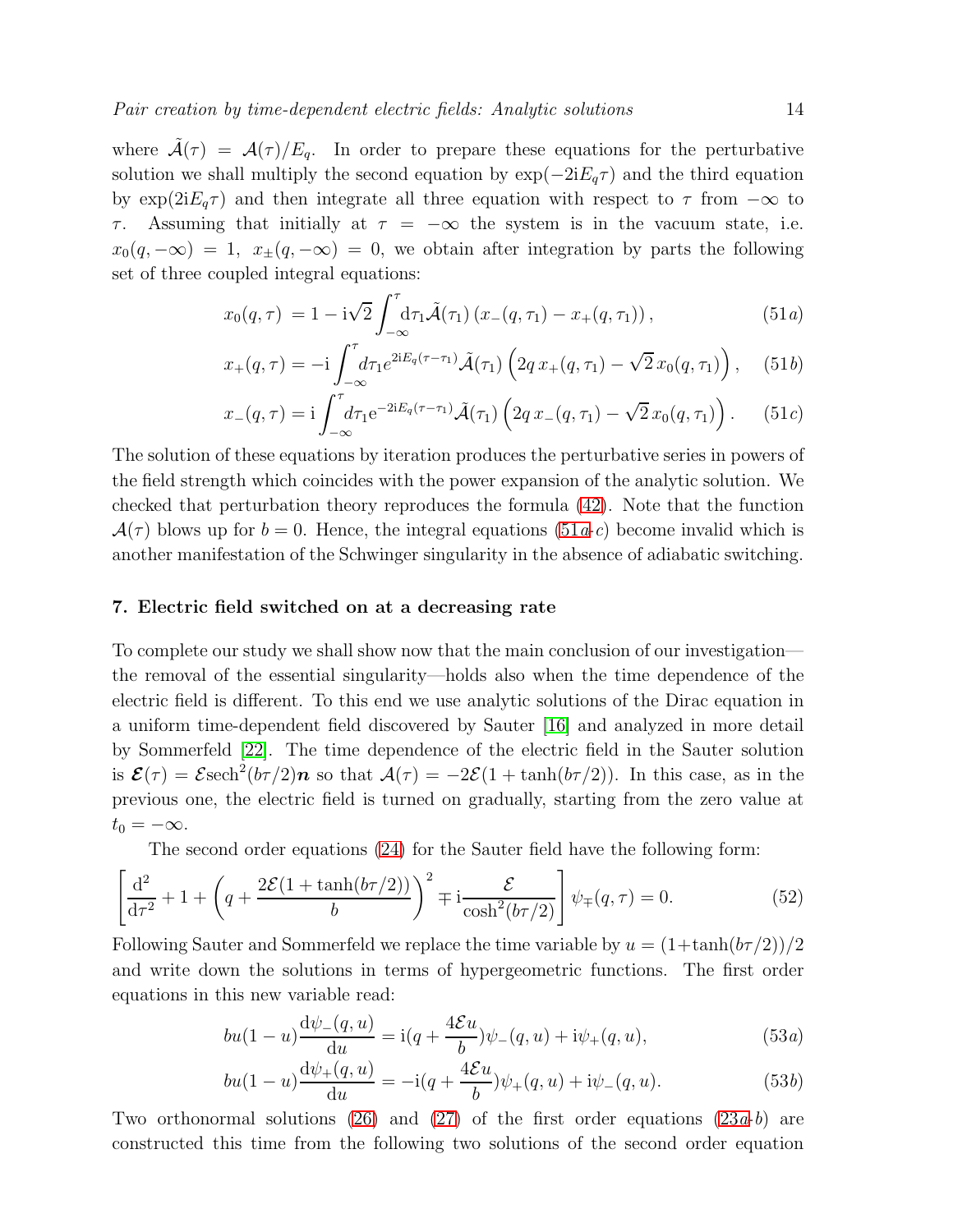where $\tilde{\mathcal{A}}(\tau) = \mathcal{A}(\tau)/E_q$. In order to prepare these equations for the perturbative solution we shall multiply the second equation by $\exp(-2\mathrm{i}E_q\tau)$ and the third equation by $\exp(2\mathrm{i}E_q\tau)$ and then integrate all three equation with respect to $\tau$ from $-\infty$ to $\tau$. Assuming that initially at $\tau = -\infty$ the system is in the vacuum state, i.e. $x_0(q, -\infty) = 1$, $x_\pm(q, -\infty) = 0$, we obtain after integration by parts the following set of three coupled integral equations:

$$x_0(q,\tau) = 1 - \mathrm{i}\sqrt{2}\int_{-\infty}^{\tau}\mathrm{d}\tau_1\tilde{\mathcal{A}}(\tau_1)\left(x_-(q,\tau_1) - x_+(q,\tau_1)\right), \tag{51a}$$

$$x_+(q,\tau) = -\mathrm{i}\int_{-\infty}^{\tau}d\tau_1 e^{2\mathrm{i}E_q(\tau-\tau_1)}\tilde{\mathcal{A}}(\tau_1)\left(2q\,x_+(q,\tau_1) - \sqrt{2}\,x_0(q,\tau_1)\right), \tag{51b}$$

$$x_-(q,\tau) = \mathrm{i}\int_{-\infty}^{\tau}d\tau_1 \mathrm{e}^{-2\mathrm{i}E_q(\tau-\tau_1)}\tilde{\mathcal{A}}(\tau_1)\left(2q\,x_-(q,\tau_1) - \sqrt{2}\,x_0(q,\tau_1)\right). \tag{51c}$$

The solution of these equations by iteration produces the perturbative series in powers of the field strength which coincides with the power expansion of the analytic solution. We checked that perturbation theory reproduces the formula (42). Note that the function $\mathcal{A}(\tau)$ blows up for $b = 0$. Hence, the integral equations (51*a*-*c*) become invalid which is another manifestation of the Schwinger singularity in the absence of adiabatic switching.

## 7. Electric field switched on at a decreasing rate

To complete our study we shall show now that the main conclusion of our investigation—the removal of the essential singularity—holds also when the time dependence of the electric field is different. To this end we use analytic solutions of the Dirac equation in a uniform time-dependent field discovered by Sauter [16] and analyzed in more detail by Sommerfeld [22]. The time dependence of the electric field in the Sauter solution is $\boldsymbol{\mathcal{E}}(\tau) = \mathcal{E}\mathrm{sech}^2(b\tau/2)\boldsymbol{n}$ so that $\mathcal{A}(\tau) = -2\mathcal{E}(1 + \tanh(b\tau/2))$. In this case, as in the previous one, the electric field is turned on gradually, starting from the zero value at $t_0 = -\infty$.

The second order equations (24) for the Sauter field have the following form:

$$\left[\frac{\mathrm{d}^2}{\mathrm{d}\tau^2} + 1 + \left(q + \frac{2\mathcal{E}(1+\tanh(b\tau/2))}{b}\right)^2 \mp \mathrm{i}\frac{\mathcal{E}}{\cosh^2(b\tau/2)}\right]\psi_\mp(q,\tau) = 0. \tag{52}$$

Following Sauter and Sommerfeld we replace the time variable by $u = (1+\tanh(b\tau/2))/2$ and write down the solutions in terms of hypergeometric functions. The first order equations in this new variable read:

$$bu(1-u)\frac{\mathrm{d}\psi_-(q,u)}{\mathrm{d}u} = \mathrm{i}(q + \frac{4\mathcal{E}u}{b})\psi_-(q,u) + \mathrm{i}\psi_+(q,u), \tag{53a}$$

$$bu(1-u)\frac{\mathrm{d}\psi_+(q,u)}{\mathrm{d}u} = -\mathrm{i}(q + \frac{4\mathcal{E}u}{b})\psi_+(q,u) + \mathrm{i}\psi_-(q,u). \tag{53b}$$

Two orthonormal solutions (26) and (27) of the first order equations (23*a*-*b*) are constructed this time from the following two solutions of the second order equation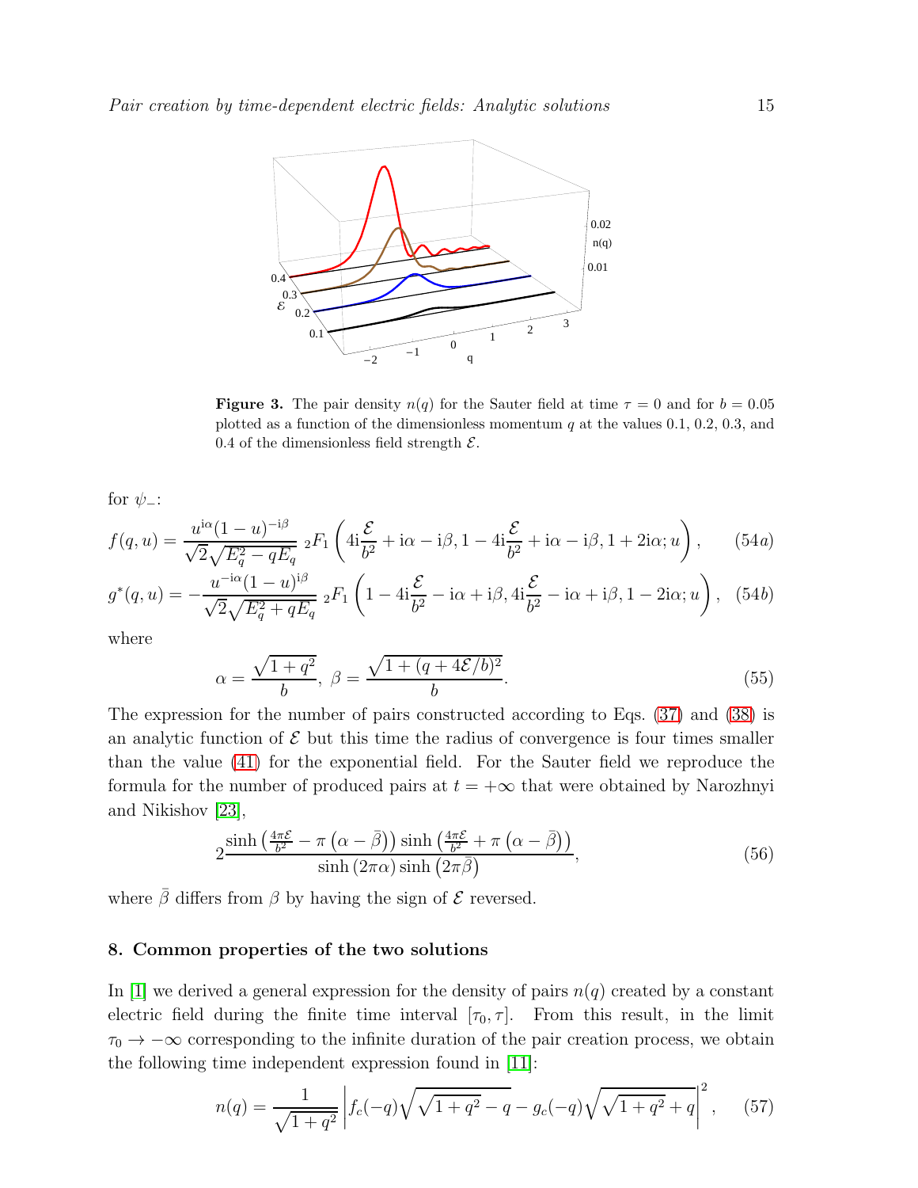**Figure 3.** The pair density $n(q)$ for the Sauter field at time $\tau = 0$ and for $b = 0.05$ plotted as a function of the dimensionless momentum $q$ at the values 0.1, 0.2, 0.3, and 0.4 of the dimensionless field strength $\mathcal{E}$.

for $\psi_-$:

$$f(q,u) = \frac{u^{\mathrm{i}\alpha}(1-u)^{-\mathrm{i}\beta}}{\sqrt{2}\sqrt{E_q^2 - qE_q}}\ {}_2F_1\left(4\mathrm{i}\frac{\mathcal{E}}{b^2} + \mathrm{i}\alpha - \mathrm{i}\beta, 1 - 4\mathrm{i}\frac{\mathcal{E}}{b^2} + \mathrm{i}\alpha - \mathrm{i}\beta, 1 + 2\mathrm{i}\alpha; u\right), \quad (54a)$$

$$g^*(q,u) = -\frac{u^{-\mathrm{i}\alpha}(1-u)^{\mathrm{i}\beta}}{\sqrt{2}\sqrt{E_q^2 + qE_q}}\ {}_2F_1\left(1 - 4\mathrm{i}\frac{\mathcal{E}}{b^2} - \mathrm{i}\alpha + \mathrm{i}\beta, 4\mathrm{i}\frac{\mathcal{E}}{b^2} - \mathrm{i}\alpha + \mathrm{i}\beta, 1 - 2\mathrm{i}\alpha; u\right), \quad (54b)$$

where

$$\alpha = \frac{\sqrt{1+q^2}}{b},\ \beta = \frac{\sqrt{1 + (q + 4\mathcal{E}/b)^2}}{b}. \quad (55)$$

The expression for the number of pairs constructed according to Eqs. (37) and (38) is an analytic function of $\mathcal{E}$ but this time the radius of convergence is four times smaller than the value (41) for the exponential field. For the Sauter field we reproduce the formula for the number of produced pairs at $t = +\infty$ that were obtained by Narozhnyi and Nikishov [23],

$$2\frac{\sinh\left(\frac{4\pi\mathcal{E}}{b^2} - \pi\left(\alpha - \bar{\beta}\right)\right)\sinh\left(\frac{4\pi\mathcal{E}}{b^2} + \pi\left(\alpha - \bar{\beta}\right)\right)}{\sinh\left(2\pi\alpha\right)\sinh\left(2\pi\bar{\beta}\right)}, \quad (56)$$

where $\bar{\beta}$ differs from $\beta$ by having the sign of $\mathcal{E}$ reversed.

## 8. Common properties of the two solutions

In [1] we derived a general expression for the density of pairs $n(q)$ created by a constant electric field during the finite time interval $[\tau_0, \tau]$. From this result, in the limit $\tau_0 \to -\infty$ corresponding to the infinite duration of the pair creation process, we obtain the following time independent expression found in [11]:

$$n(q) = \frac{1}{\sqrt{1+q^2}}\left|f_c(-q)\sqrt{\sqrt{1+q^2} - q} - g_c(-q)\sqrt{\sqrt{1+q^2} + q}\right|^2, \quad (57)$$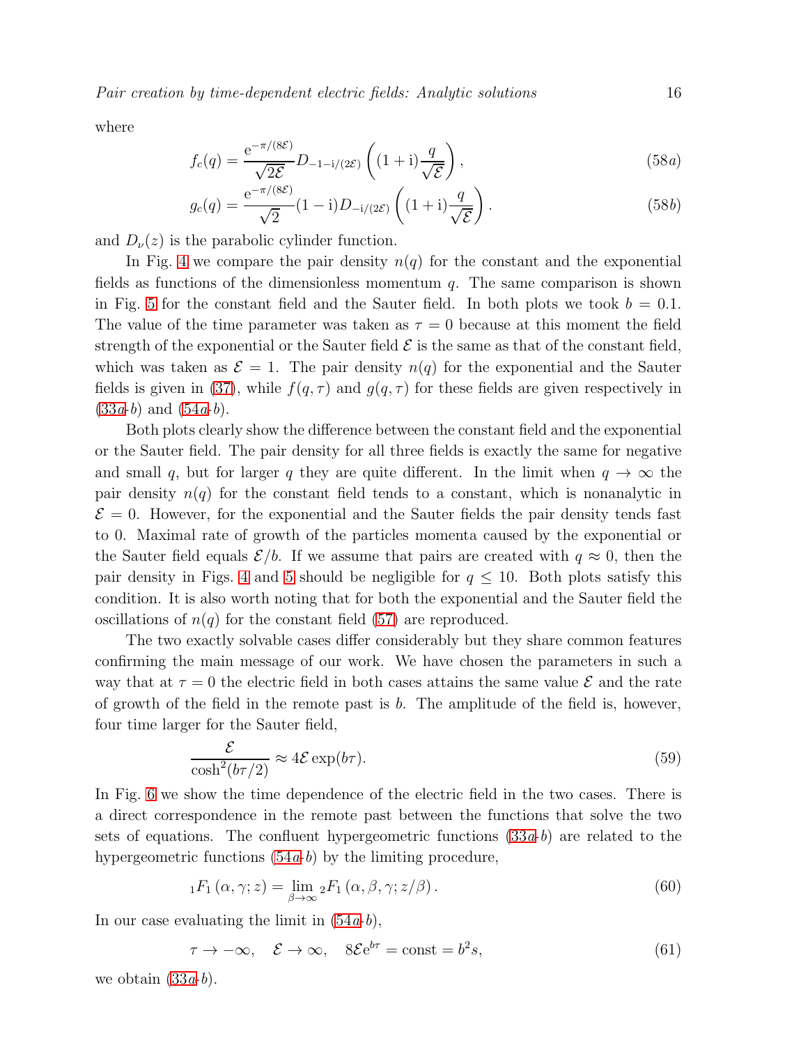where

$$f_c(q) = \frac{\mathrm{e}^{-\pi/(8\mathcal{E})}}{\sqrt{2\mathcal{E}}} D_{-1-\mathrm{i}/(2\mathcal{E})}\left((1+\mathrm{i})\frac{q}{\sqrt{\mathcal{E}}}\right), \tag{58a}$$

$$g_c(q) = \frac{\mathrm{e}^{-\pi/(8\mathcal{E})}}{\sqrt{2}} (1-\mathrm{i}) D_{-\mathrm{i}/(2\mathcal{E})}\left((1+\mathrm{i})\frac{q}{\sqrt{\mathcal{E}}}\right). \tag{58b}$$

and $D_\nu(z)$ is the parabolic cylinder function.

In Fig. 4 we compare the pair density $n(q)$ for the constant and the exponential fields as functions of the dimensionless momentum $q$. The same comparison is shown in Fig. 5 for the constant field and the Sauter field. In both plots we took $b = 0.1$. The value of the time parameter was taken as $\tau = 0$ because at this moment the field strength of the exponential or the Sauter field $\mathcal{E}$ is the same as that of the constant field, which was taken as $\mathcal{E} = 1$. The pair density $n(q)$ for the exponential and the Sauter fields is given in (37), while $f(q,\tau)$ and $g(q,\tau)$ for these fields are given respectively in (33*a*-*b*) and (54*a*-*b*).

Both plots clearly show the difference between the constant field and the exponential or the Sauter field. The pair density for all three fields is exactly the same for negative and small $q$, but for larger $q$ they are quite different. In the limit when $q \to \infty$ the pair density $n(q)$ for the constant field tends to a constant, which is nonanalytic in $\mathcal{E} = 0$. However, for the exponential and the Sauter fields the pair density tends fast to 0. Maximal rate of growth of the particles momenta caused by the exponential or the Sauter field equals $\mathcal{E}/b$. If we assume that pairs are created with $q \approx 0$, then the pair density in Figs. 4 and 5 should be negligible for $q \leq 10$. Both plots satisfy this condition. It is also worth noting that for both the exponential and the Sauter field the oscillations of $n(q)$ for the constant field (57) are reproduced.

The two exactly solvable cases differ considerably but they share common features confirming the main message of our work. We have chosen the parameters in such a way that at $\tau = 0$ the electric field in both cases attains the same value $\mathcal{E}$ and the rate of growth of the field in the remote past is $b$. The amplitude of the field is, however, four time larger for the Sauter field,

$$\frac{\mathcal{E}}{\cosh^2(b\tau/2)} \approx 4\mathcal{E}\exp(b\tau). \tag{59}$$

In Fig. 6 we show the time dependence of the electric field in the two cases. There is a direct correspondence in the remote past between the functions that solve the two sets of equations. The confluent hypergeometric functions (33*a*-*b*) are related to the hypergeometric functions (54*a*-*b*) by the limiting procedure,

$${}_1F_1\left(\alpha,\gamma;z\right) = \lim_{\beta\to\infty} {}_2F_1\left(\alpha,\beta,\gamma;z/\beta\right). \tag{60}$$

In our case evaluating the limit in (54*a*-*b*),

$$\tau \to -\infty, \quad \mathcal{E} \to \infty, \quad 8\mathcal{E}\mathrm{e}^{b\tau} = \mathrm{const} = b^2 s, \tag{61}$$

we obtain (33*a*-*b*).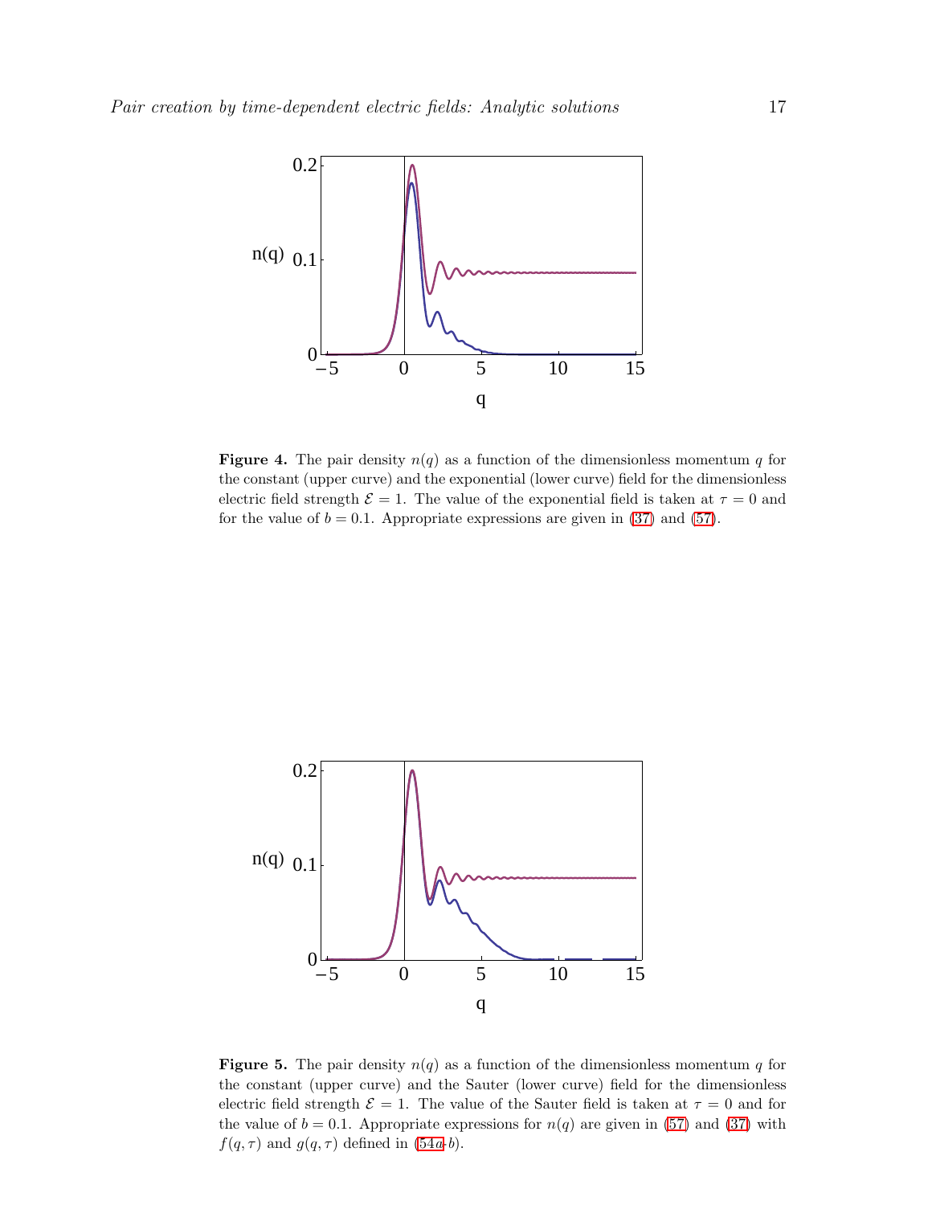**Figure 4.** The pair density $n(q)$ as a function of the dimensionless momentum $q$ for the constant (upper curve) and the exponential (lower curve) field for the dimensionless electric field strength $\mathcal{E} = 1$. The value of the exponential field is taken at $\tau = 0$ and for the value of $b = 0.1$. Appropriate expressions are given in (37) and (57).

**Figure 5.** The pair density $n(q)$ as a function of the dimensionless momentum $q$ for the constant (upper curve) and the Sauter (lower curve) field for the dimensionless electric field strength $\mathcal{E} = 1$. The value of the Sauter field is taken at $\tau = 0$ and for the value of $b = 0.1$. Appropriate expressions for $n(q)$ are given in (57) and (37) with $f(q, \tau)$ and $g(q, \tau)$ defined in (54*a*-*b*).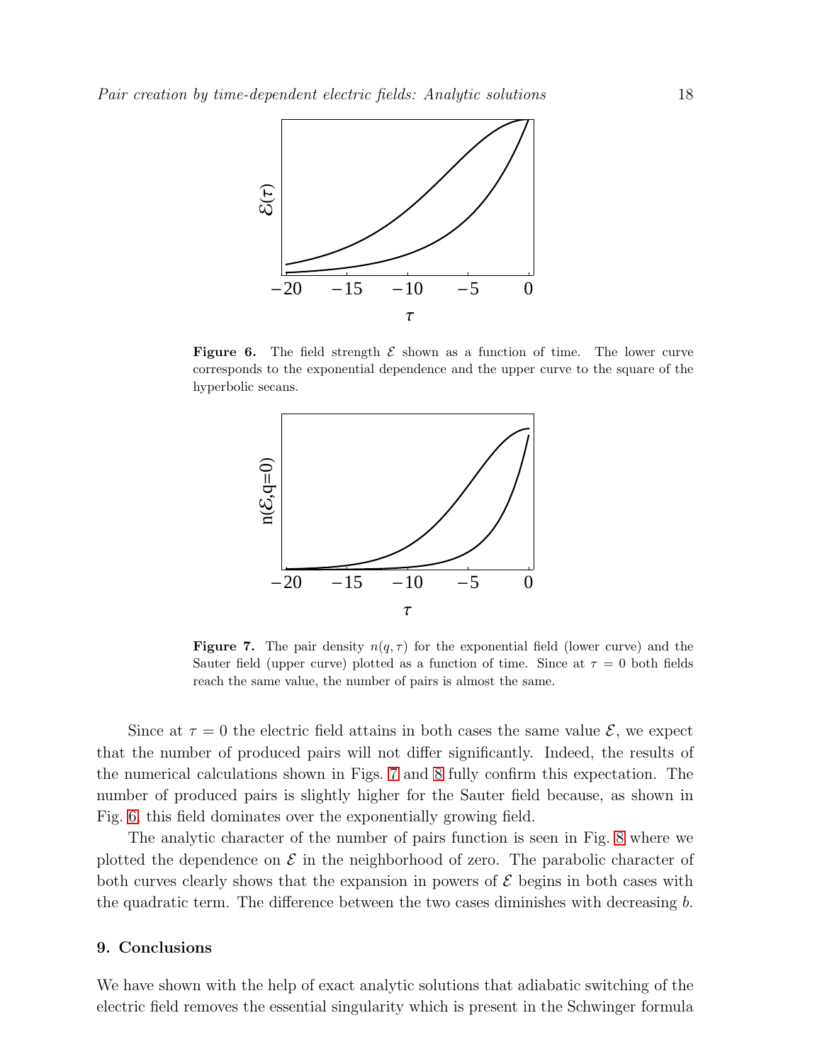**Figure 6.** The field strength $\mathcal{E}$ shown as a function of time. The lower curve corresponds to the exponential dependence and the upper curve to the square of the hyperbolic secans.

**Figure 7.** The pair density $n(q, \tau)$ for the exponential field (lower curve) and the Sauter field (upper curve) plotted as a function of time. Since at $\tau = 0$ both fields reach the same value, the number of pairs is almost the same.

Since at $\tau = 0$ the electric field attains in both cases the same value $\mathcal{E}$, we expect that the number of produced pairs will not differ significantly. Indeed, the results of the numerical calculations shown in Figs. 7 and 8 fully confirm this expectation. The number of produced pairs is slightly higher for the Sauter field because, as shown in Fig. 6, this field dominates over the exponentially growing field.

The analytic character of the number of pairs function is seen in Fig. 8 where we plotted the dependence on $\mathcal{E}$ in the neighborhood of zero. The parabolic character of both curves clearly shows that the expansion in powers of $\mathcal{E}$ begins in both cases with the quadratic term. The difference between the two cases diminishes with decreasing $b$.

## 9. Conclusions

We have shown with the help of exact analytic solutions that adiabatic switching of the electric field removes the essential singularity which is present in the Schwinger formula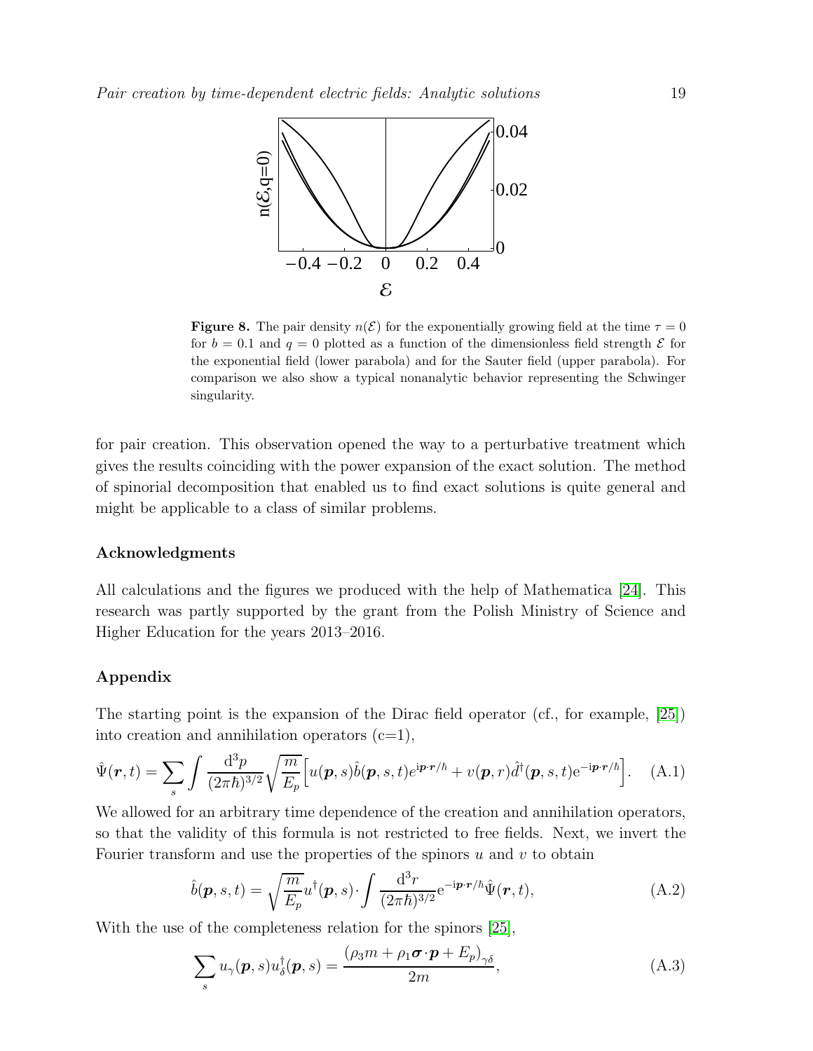**Figure 8.** The pair density $n(\mathcal{E})$ for the exponentially growing field at the time $\tau = 0$ for $b = 0.1$ and $q = 0$ plotted as a function of the dimensionless field strength $\mathcal{E}$ for the exponential field (lower parabola) and for the Sauter field (upper parabola). For comparison we also show a typical nonanalytic behavior representing the Schwinger singularity.

for pair creation. This observation opened the way to a perturbative treatment which gives the results coinciding with the power expansion of the exact solution. The method of spinorial decomposition that enabled us to find exact solutions is quite general and might be applicable to a class of similar problems.

### Acknowledgments

All calculations and the figures we produced with the help of Mathematica [24]. This research was partly supported by the grant from the Polish Ministry of Science and Higher Education for the years 2013–2016.

### Appendix

The starting point is the expansion of the Dirac field operator (cf., for example, [25]) into creation and annihilation operators (c=1),

$$\hat{\Psi}(\boldsymbol{r},t) = \sum_s \int \frac{\mathrm{d}^3p}{(2\pi\hbar)^{3/2}} \sqrt{\frac{m}{E_p}} \Big[ u(\boldsymbol{p},s)\hat{b}(\boldsymbol{p},s,t)e^{\mathrm{i}\boldsymbol{p}\cdot\boldsymbol{r}/\hbar} + v(\boldsymbol{p},r)\hat{d}^\dagger(\boldsymbol{p},s,t)\mathrm{e}^{-\mathrm{i}\boldsymbol{p}\cdot\boldsymbol{r}/\hbar} \Big]. \quad \text{(A.1)}$$

We allowed for an arbitrary time dependence of the creation and annihilation operators, so that the validity of this formula is not restricted to free fields. Next, we invert the Fourier transform and use the properties of the spinors $u$ and $v$ to obtain

$$\hat{b}(\boldsymbol{p},s,t) = \sqrt{\frac{m}{E_p}} u^\dagger(\boldsymbol{p},s) \cdot \int \frac{\mathrm{d}^3r}{(2\pi\hbar)^{3/2}} \mathrm{e}^{-\mathrm{i}\boldsymbol{p}\cdot\boldsymbol{r}/\hbar} \hat{\Psi}(\boldsymbol{r},t), \quad \text{(A.2)}$$

With the use of the completeness relation for the spinors [25],

$$\sum_s u_\gamma(\boldsymbol{p},s) u_\delta^\dagger(\boldsymbol{p},s) = \frac{(\rho_3 m + \rho_1 \boldsymbol{\sigma}\cdot\boldsymbol{p} + E_p)_{\gamma\delta}}{2m}, \quad \text{(A.3)}$$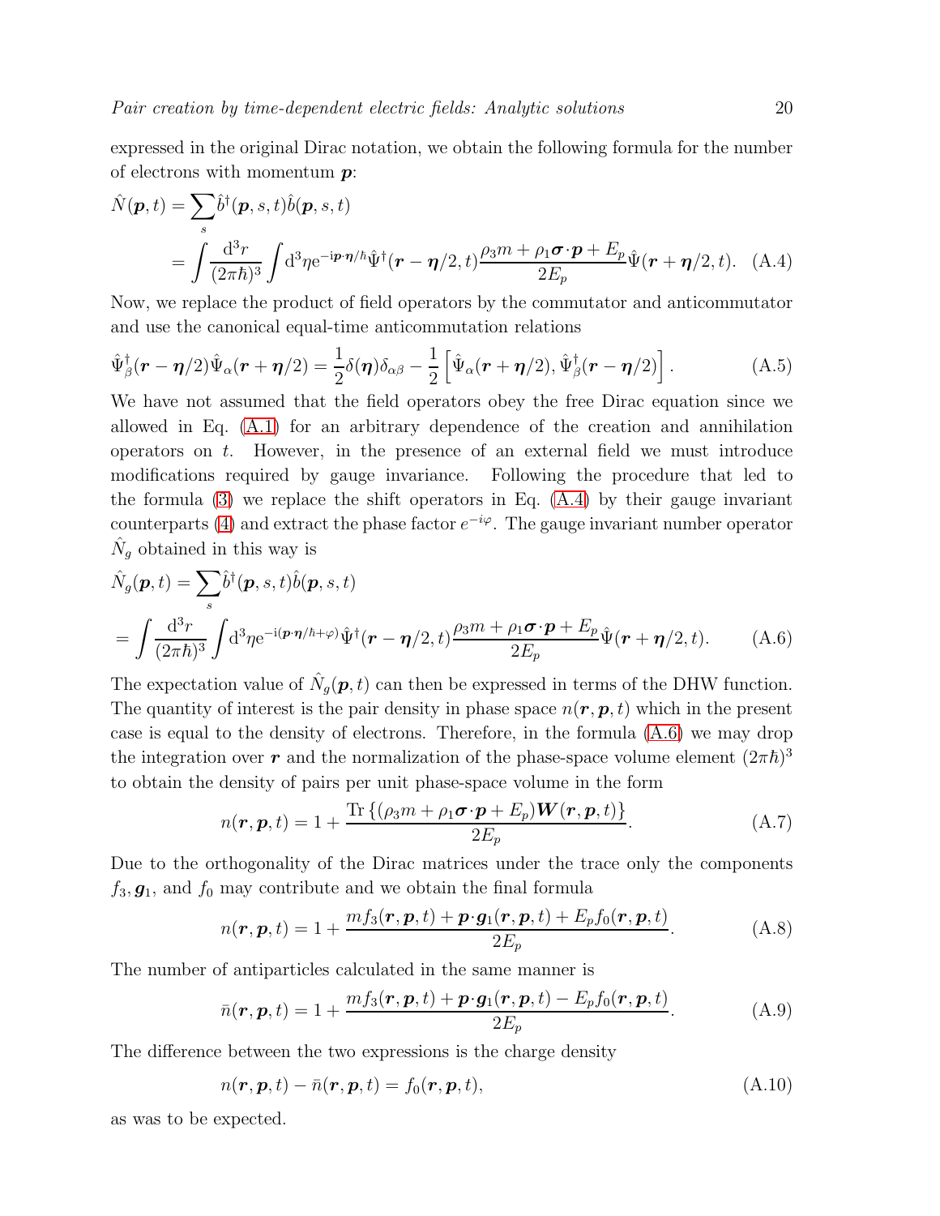expressed in the original Dirac notation, we obtain the following formula for the number of electrons with momentum $\boldsymbol{p}$:

$$\hat{N}(\boldsymbol{p},t) = \sum_s \hat{b}^\dagger(\boldsymbol{p},s,t)\hat{b}(\boldsymbol{p},s,t)$$
$$= \int \frac{\mathrm{d}^3 r}{(2\pi\hbar)^3} \int \mathrm{d}^3\eta \mathrm{e}^{-\mathrm{i}\boldsymbol{p}\cdot\boldsymbol{\eta}/\hbar} \hat{\Psi}^\dagger(\boldsymbol{r}-\boldsymbol{\eta}/2,t) \frac{\rho_3 m + \rho_1 \boldsymbol{\sigma}\cdot\boldsymbol{p} + E_p}{2E_p} \hat{\Psi}(\boldsymbol{r}+\boldsymbol{\eta}/2,t). \quad \text{(A.4)}$$

Now, we replace the product of field operators by the commutator and anticommutator and use the canonical equal-time anticommutation relations

$$\hat{\Psi}^\dagger_\beta(\boldsymbol{r}-\boldsymbol{\eta}/2)\hat{\Psi}_\alpha(\boldsymbol{r}+\boldsymbol{\eta}/2) = \frac{1}{2}\delta(\boldsymbol{\eta})\delta_{\alpha\beta} - \frac{1}{2}\left[\hat{\Psi}_\alpha(\boldsymbol{r}+\boldsymbol{\eta}/2), \hat{\Psi}^\dagger_\beta(\boldsymbol{r}-\boldsymbol{\eta}/2)\right]. \quad \text{(A.5)}$$

We have not assumed that the field operators obey the free Dirac equation since we allowed in Eq. (A.1) for an arbitrary dependence of the creation and annihilation operators on $t$. However, in the presence of an external field we must introduce modifications required by gauge invariance. Following the procedure that led to the formula (3) we replace the shift operators in Eq. (A.4) by their gauge invariant counterparts (4) and extract the phase factor $e^{-i\varphi}$. The gauge invariant number operator $\hat{N}_g$ obtained in this way is

$$\hat{N}_g(\boldsymbol{p},t) = \sum_s \hat{b}^\dagger(\boldsymbol{p},s,t)\hat{b}(\boldsymbol{p},s,t)$$
$$= \int \frac{\mathrm{d}^3 r}{(2\pi\hbar)^3} \int \mathrm{d}^3\eta \mathrm{e}^{-\mathrm{i}(\boldsymbol{p}\cdot\boldsymbol{\eta}/\hbar+\varphi)} \hat{\Psi}^\dagger(\boldsymbol{r}-\boldsymbol{\eta}/2,t) \frac{\rho_3 m + \rho_1 \boldsymbol{\sigma}\cdot\boldsymbol{p} + E_p}{2E_p} \hat{\Psi}(\boldsymbol{r}+\boldsymbol{\eta}/2,t). \quad \text{(A.6)}$$

The expectation value of $\hat{N}_g(\boldsymbol{p},t)$ can then be expressed in terms of the DHW function. The quantity of interest is the pair density in phase space $n(\boldsymbol{r},\boldsymbol{p},t)$ which in the present case is equal to the density of electrons. Therefore, in the formula (A.6) we may drop the integration over $\boldsymbol{r}$ and the normalization of the phase-space volume element $(2\pi\hbar)^3$ to obtain the density of pairs per unit phase-space volume in the form

$$n(\boldsymbol{r},\boldsymbol{p},t) = 1 + \frac{\mathrm{Tr}\left\{(\rho_3 m + \rho_1\boldsymbol{\sigma}\cdot\boldsymbol{p} + E_p)\boldsymbol{W}(\boldsymbol{r},\boldsymbol{p},t)\right\}}{2E_p}. \quad \text{(A.7)}$$

Due to the orthogonality of the Dirac matrices under the trace only the components $f_3, \boldsymbol{g}_1$, and $f_0$ may contribute and we obtain the final formula

$$n(\boldsymbol{r},\boldsymbol{p},t) = 1 + \frac{m f_3(\boldsymbol{r},\boldsymbol{p},t) + \boldsymbol{p}\cdot\boldsymbol{g}_1(\boldsymbol{r},\boldsymbol{p},t) + E_p f_0(\boldsymbol{r},\boldsymbol{p},t)}{2E_p}. \quad \text{(A.8)}$$

The number of antiparticles calculated in the same manner is

$$\bar{n}(\boldsymbol{r},\boldsymbol{p},t) = 1 + \frac{m f_3(\boldsymbol{r},\boldsymbol{p},t) + \boldsymbol{p}\cdot\boldsymbol{g}_1(\boldsymbol{r},\boldsymbol{p},t) - E_p f_0(\boldsymbol{r},\boldsymbol{p},t)}{2E_p}. \quad \text{(A.9)}$$

The difference between the two expressions is the charge density

$$n(\boldsymbol{r},\boldsymbol{p},t) - \bar{n}(\boldsymbol{r},\boldsymbol{p},t) = f_0(\boldsymbol{r},\boldsymbol{p},t), \quad \text{(A.10)}$$

as was to be expected.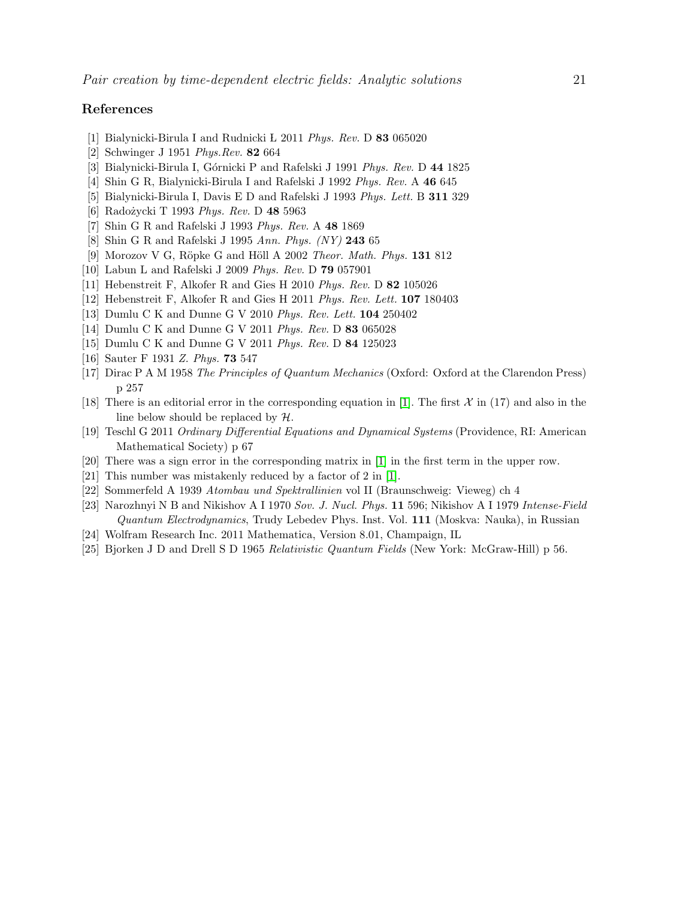## References

[1] Bialynicki-Birula I and Rudnicki Ł 2011 *Phys. Rev.* D **83** 065020

[2] Schwinger J 1951 *Phys.Rev.* **82** 664

[3] Bialynicki-Birula I, Górnicki P and Rafelski J 1991 *Phys. Rev.* D **44** 1825

[4] Shin G R, Bialynicki-Birula I and Rafelski J 1992 *Phys. Rev.* A **46** 645

[5] Bialynicki-Birula I, Davis E D and Rafelski J 1993 *Phys. Lett.* B **311** 329

[6] Radożycki T 1993 *Phys. Rev.* D **48** 5963

[7] Shin G R and Rafelski J 1993 *Phys. Rev.* A **48** 1869

[8] Shin G R and Rafelski J 1995 *Ann. Phys. (NY)* **243** 65

[9] Morozov V G, Röpke G and Höll A 2002 *Theor. Math. Phys.* **131** 812

[10] Labun L and Rafelski J 2009 *Phys. Rev.* D **79** 057901

[11] Hebenstreit F, Alkofer R and Gies H 2010 *Phys. Rev.* D **82** 105026

[12] Hebenstreit F, Alkofer R and Gies H 2011 *Phys. Rev. Lett.* **107** 180403

[13] Dumlu C K and Dunne G V 2010 *Phys. Rev. Lett.* **104** 250402

[14] Dumlu C K and Dunne G V 2011 *Phys. Rev.* D **83** 065028

[15] Dumlu C K and Dunne G V 2011 *Phys. Rev.* D **84** 125023

[16] Sauter F 1931 *Z. Phys.* **73** 547

[17] Dirac P A M 1958 *The Principles of Quantum Mechanics* (Oxford: Oxford at the Clarendon Press) p 257

[18] There is an editorial error in the corresponding equation in [1]. The first $\mathcal{X}$ in (17) and also in the line below should be replaced by $\mathcal{H}$.

[19] Teschl G 2011 *Ordinary Differential Equations and Dynamical Systems* (Providence, RI: American Mathematical Society) p 67

[20] There was a sign error in the corresponding matrix in [1] in the first term in the upper row.

[21] This number was mistakenly reduced by a factor of 2 in [1].

[22] Sommerfeld A 1939 *Atombau und Spektrallinien* vol II (Braunschweig: Vieweg) ch 4

[23] Narozhnyi N B and Nikishov A I 1970 *Sov. J. Nucl. Phys.* **11** 596; Nikishov A I 1979 *Intense-Field Quantum Electrodynamics*, Trudy Lebedev Phys. Inst. Vol. **111** (Moskva: Nauka), in Russian

[24] Wolfram Research Inc. 2011 Mathematica, Version 8.01, Champaign, IL

[25] Bjorken J D and Drell S D 1965 *Relativistic Quantum Fields* (New York: McGraw-Hill) p 56.